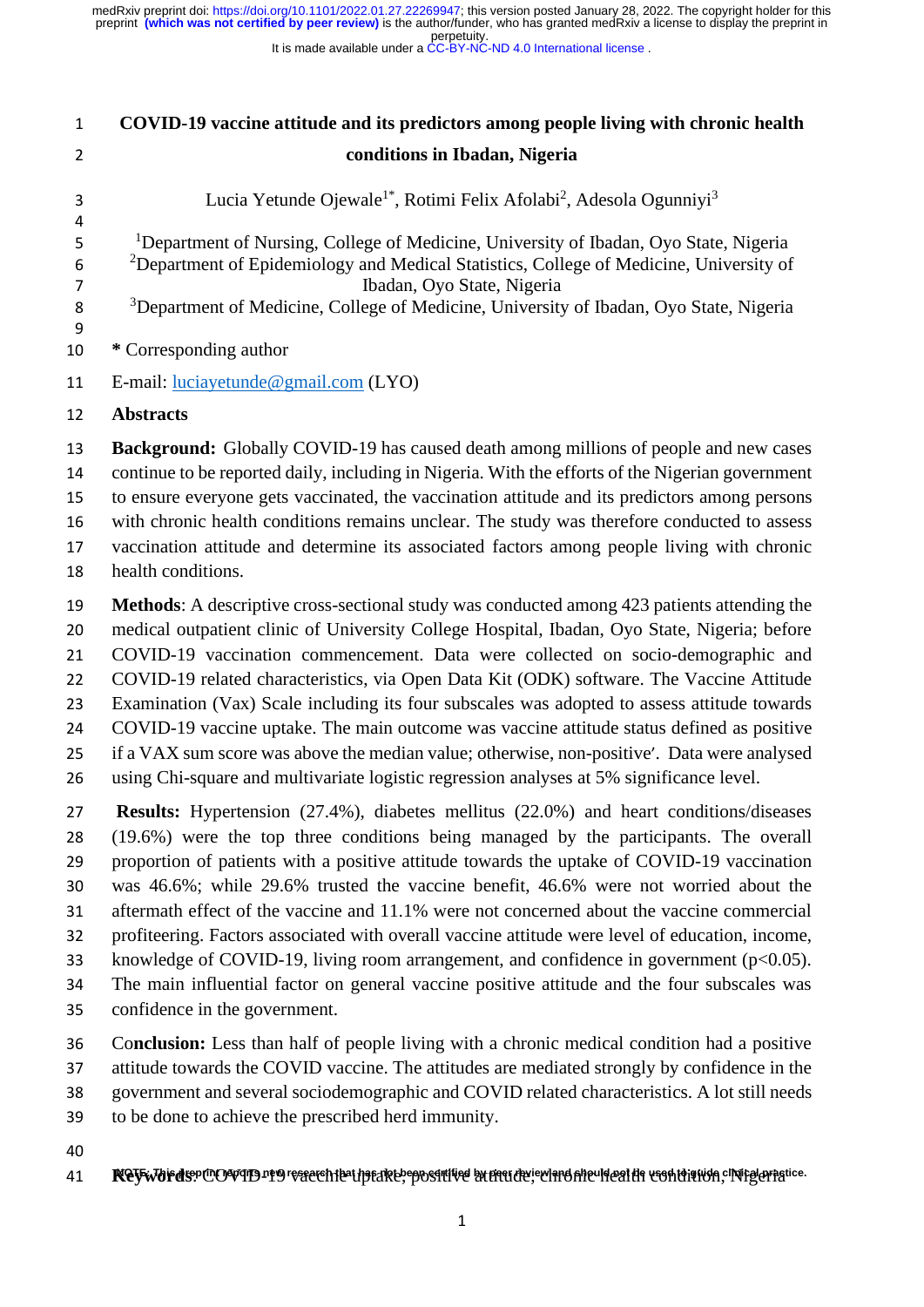# COVID-19 vaccine attitude and its predictors among people living with chronic health conditions in Ibadan, Nigeria

Lucia Yetunde Ojewale[1*], Rotimi Felix Afolabi[2], Adesola Ogunniyi[3]

[1]Department of Nursing, College of Medicine, University of Ibadan, Oyo State, Nigeria
[2]Department of Epidemiology and Medical Statistics, College of Medicine, University of Ibadan, Oyo State, Nigeria
[3]Department of Medicine, College of Medicine, University of Ibadan, Oyo State, Nigeria

**\*** Corresponding author

E-mail: luciayetunde@gmail.com (LYO)

## Abstracts

**Background:** Globally COVID-19 has caused death among millions of people and new cases continue to be reported daily, including in Nigeria. With the efforts of the Nigerian government to ensure everyone gets vaccinated, the vaccination attitude and its predictors among persons with chronic health conditions remains unclear. The study was therefore conducted to assess vaccination attitude and determine its associated factors among people living with chronic health conditions.

**Methods**: A descriptive cross-sectional study was conducted among 423 patients attending the medical outpatient clinic of University College Hospital, Ibadan, Oyo State, Nigeria; before COVID-19 vaccination commencement. Data were collected on socio-demographic and COVID-19 related characteristics, via Open Data Kit (ODK) software. The Vaccine Attitude Examination (Vax) Scale including its four subscales was adopted to assess attitude towards COVID-19 vaccine uptake. The main outcome was vaccine attitude status defined as positive if a VAX sum score was above the median value; otherwise, non-positive'. Data were analysed using Chi-square and multivariate logistic regression analyses at 5% significance level.

**Results:** Hypertension (27.4%), diabetes mellitus (22.0%) and heart conditions/diseases (19.6%) were the top three conditions being managed by the participants. The overall proportion of patients with a positive attitude towards the uptake of COVID-19 vaccination was 46.6%; while 29.6% trusted the vaccine benefit, 46.6% were not worried about the aftermath effect of the vaccine and 11.1% were not concerned about the vaccine commercial profiteering. Factors associated with overall vaccine attitude were level of education, income, knowledge of COVID-19, living room arrangement, and confidence in government ($p<0.05$). The main influential factor on general vaccine positive attitude and the four subscales was confidence in the government.

**Conclusion:** Less than half of people living with a chronic medical condition had a positive attitude towards the COVID vaccine. The attitudes are mediated strongly by confidence in the government and several sociodemographic and COVID related characteristics. A lot still needs to be done to achieve the prescribed herd immunity.

**Keywords**: COVID-19 vaccine uptake, positive attitude, chronic health condition, Nigeria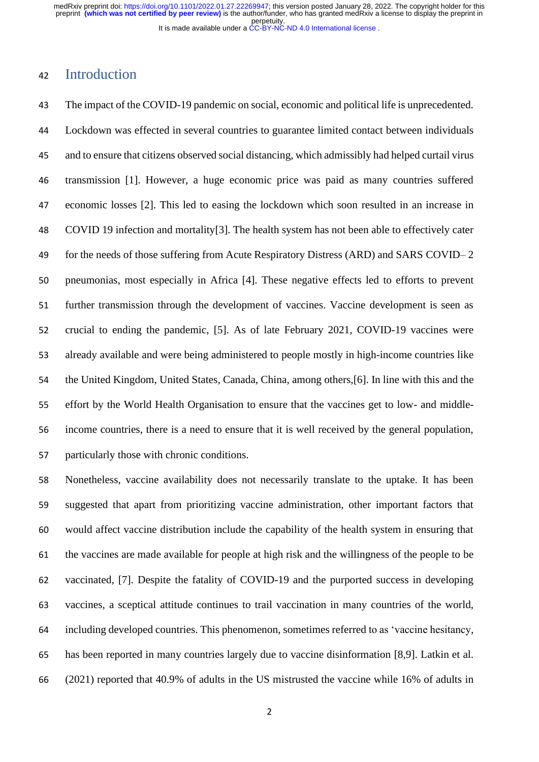## Introduction

The impact of the COVID-19 pandemic on social, economic and political life is unprecedented. Lockdown was effected in several countries to guarantee limited contact between individuals and to ensure that citizens observed social distancing, which admissibly had helped curtail virus transmission [1]. However, a huge economic price was paid as many countries suffered economic losses [2]. This led to easing the lockdown which soon resulted in an increase in COVID 19 infection and mortality[3]. The health system has not been able to effectively cater for the needs of those suffering from Acute Respiratory Distress (ARD) and SARS COVID– 2 pneumonias, most especially in Africa [4]. These negative effects led to efforts to prevent further transmission through the development of vaccines. Vaccine development is seen as crucial to ending the pandemic, [5]. As of late February 2021, COVID-19 vaccines were already available and were being administered to people mostly in high-income countries like the United Kingdom, United States, Canada, China, among others,[6]. In line with this and the effort by the World Health Organisation to ensure that the vaccines get to low- and middle-income countries, there is a need to ensure that it is well received by the general population, particularly those with chronic conditions.

Nonetheless, vaccine availability does not necessarily translate to the uptake. It has been suggested that apart from prioritizing vaccine administration, other important factors that would affect vaccine distribution include the capability of the health system in ensuring that the vaccines are made available for people at high risk and the willingness of the people to be vaccinated, [7]. Despite the fatality of COVID-19 and the purported success in developing vaccines, a sceptical attitude continues to trail vaccination in many countries of the world, including developed countries. This phenomenon, sometimes referred to as 'vaccine hesitancy, has been reported in many countries largely due to vaccine disinformation [8,9]. Latkin et al. (2021) reported that 40.9% of adults in the US mistrusted the vaccine while 16% of adults in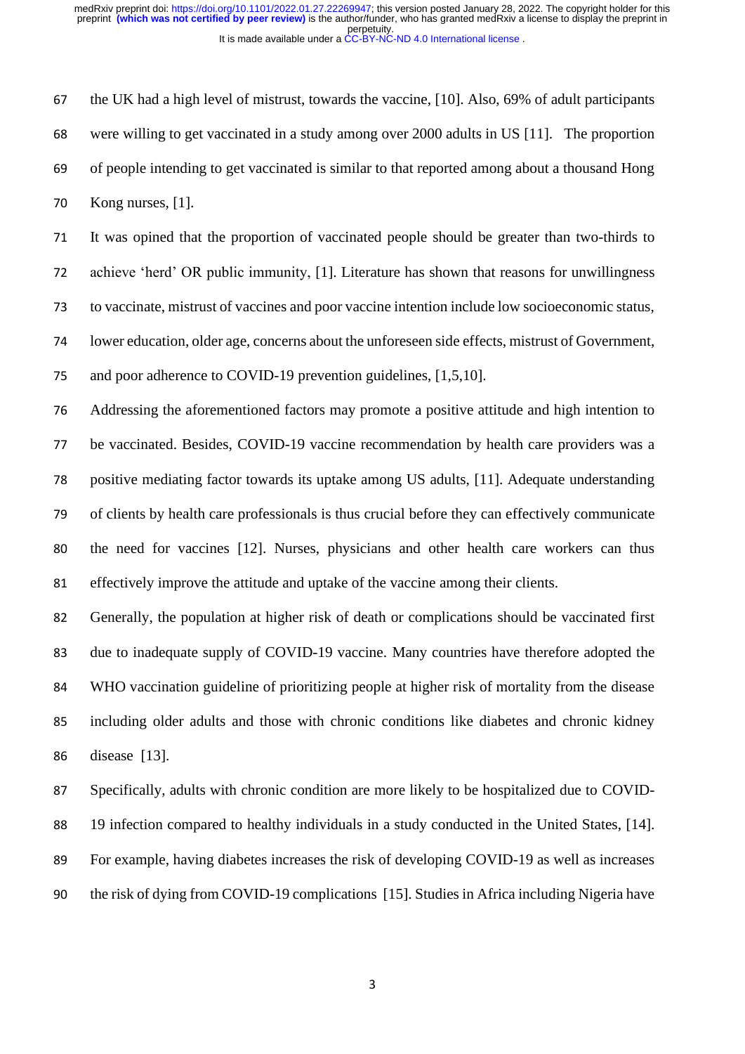the UK had a high level of mistrust, towards the vaccine, [10]. Also, 69% of adult participants were willing to get vaccinated in a study among over 2000 adults in US [11]. The proportion of people intending to get vaccinated is similar to that reported among about a thousand Hong Kong nurses, [1].

It was opined that the proportion of vaccinated people should be greater than two-thirds to achieve 'herd' OR public immunity, [1]. Literature has shown that reasons for unwillingness to vaccinate, mistrust of vaccines and poor vaccine intention include low socioeconomic status, lower education, older age, concerns about the unforeseen side effects, mistrust of Government, and poor adherence to COVID-19 prevention guidelines, [1,5,10].

Addressing the aforementioned factors may promote a positive attitude and high intention to be vaccinated. Besides, COVID-19 vaccine recommendation by health care providers was a positive mediating factor towards its uptake among US adults, [11]. Adequate understanding of clients by health care professionals is thus crucial before they can effectively communicate the need for vaccines [12]. Nurses, physicians and other health care workers can thus effectively improve the attitude and uptake of the vaccine among their clients.

Generally, the population at higher risk of death or complications should be vaccinated first due to inadequate supply of COVID-19 vaccine. Many countries have therefore adopted the WHO vaccination guideline of prioritizing people at higher risk of mortality from the disease including older adults and those with chronic conditions like diabetes and chronic kidney disease [13].

Specifically, adults with chronic condition are more likely to be hospitalized due to COVID-19 infection compared to healthy individuals in a study conducted in the United States, [14]. For example, having diabetes increases the risk of developing COVID-19 as well as increases the risk of dying from COVID-19 complications [15]. Studies in Africa including Nigeria have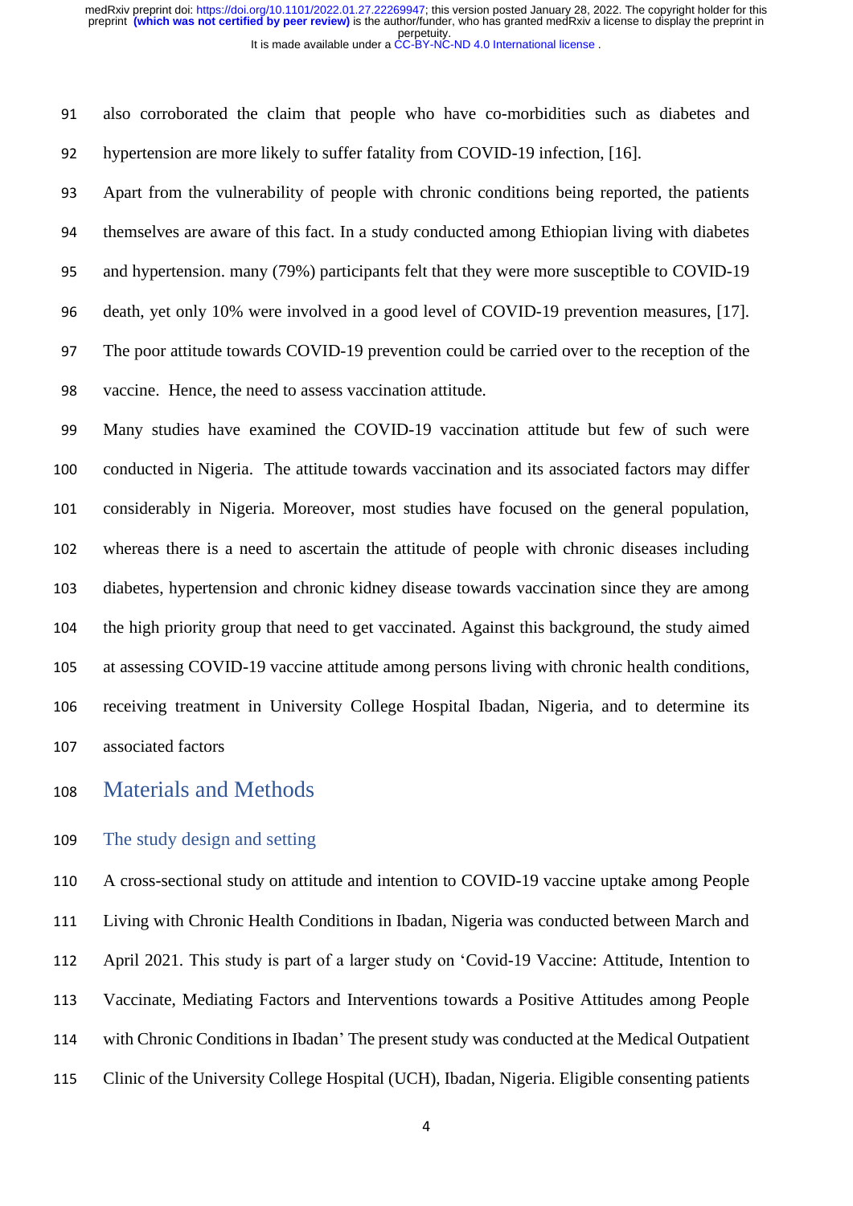also corroborated the claim that people who have co-morbidities such as diabetes and hypertension are more likely to suffer fatality from COVID-19 infection, [16].

Apart from the vulnerability of people with chronic conditions being reported, the patients themselves are aware of this fact. In a study conducted among Ethiopian living with diabetes and hypertension. many (79%) participants felt that they were more susceptible to COVID-19 death, yet only 10% were involved in a good level of COVID-19 prevention measures, [17]. The poor attitude towards COVID-19 prevention could be carried over to the reception of the vaccine. Hence, the need to assess vaccination attitude.

Many studies have examined the COVID-19 vaccination attitude but few of such were conducted in Nigeria. The attitude towards vaccination and its associated factors may differ considerably in Nigeria. Moreover, most studies have focused on the general population, whereas there is a need to ascertain the attitude of people with chronic diseases including diabetes, hypertension and chronic kidney disease towards vaccination since they are among the high priority group that need to get vaccinated. Against this background, the study aimed at assessing COVID-19 vaccine attitude among persons living with chronic health conditions, receiving treatment in University College Hospital Ibadan, Nigeria, and to determine its associated factors

# Materials and Methods

## The study design and setting

A cross-sectional study on attitude and intention to COVID-19 vaccine uptake among People Living with Chronic Health Conditions in Ibadan, Nigeria was conducted between March and April 2021. This study is part of a larger study on 'Covid-19 Vaccine: Attitude, Intention to Vaccinate, Mediating Factors and Interventions towards a Positive Attitudes among People with Chronic Conditions in Ibadan' The present study was conducted at the Medical Outpatient Clinic of the University College Hospital (UCH), Ibadan, Nigeria. Eligible consenting patients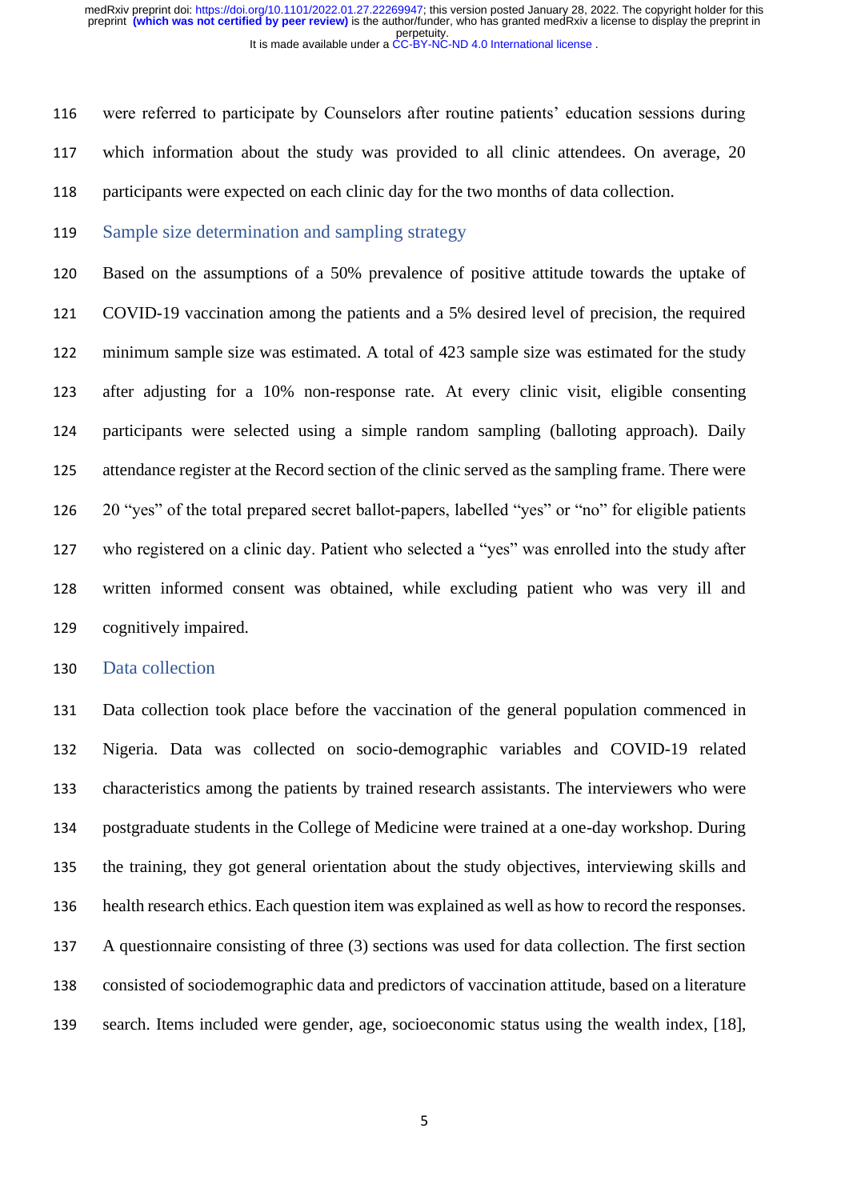were referred to participate by Counselors after routine patients' education sessions during which information about the study was provided to all clinic attendees. On average, 20 participants were expected on each clinic day for the two months of data collection.

## Sample size determination and sampling strategy

Based on the assumptions of a 50% prevalence of positive attitude towards the uptake of COVID-19 vaccination among the patients and a 5% desired level of precision, the required minimum sample size was estimated. A total of 423 sample size was estimated for the study after adjusting for a 10% non-response rate. At every clinic visit, eligible consenting participants were selected using a simple random sampling (balloting approach). Daily attendance register at the Record section of the clinic served as the sampling frame. There were 20 "yes" of the total prepared secret ballot-papers, labelled "yes" or "no" for eligible patients who registered on a clinic day. Patient who selected a "yes" was enrolled into the study after written informed consent was obtained, while excluding patient who was very ill and cognitively impaired.

## Data collection

Data collection took place before the vaccination of the general population commenced in Nigeria. Data was collected on socio-demographic variables and COVID-19 related characteristics among the patients by trained research assistants. The interviewers who were postgraduate students in the College of Medicine were trained at a one-day workshop. During the training, they got general orientation about the study objectives, interviewing skills and health research ethics. Each question item was explained as well as how to record the responses. A questionnaire consisting of three (3) sections was used for data collection. The first section consisted of sociodemographic data and predictors of vaccination attitude, based on a literature search. Items included were gender, age, socioeconomic status using the wealth index, [18],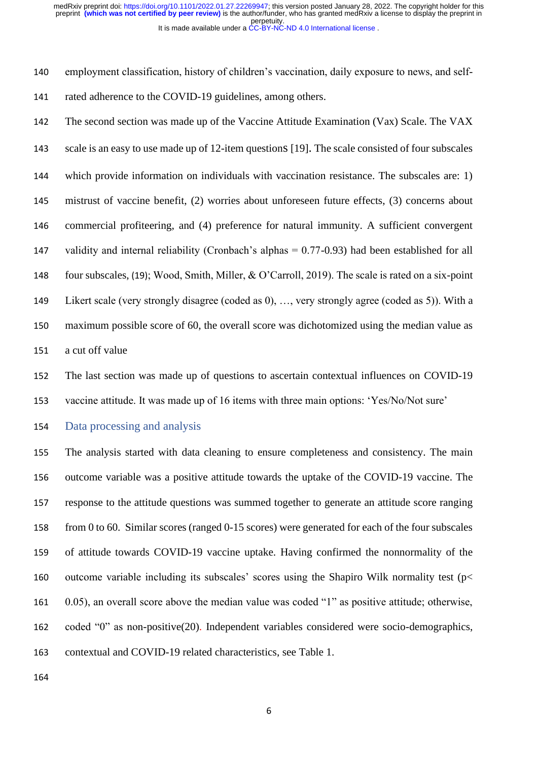employment classification, history of children's vaccination, daily exposure to news, and self-rated adherence to the COVID-19 guidelines, among others.

The second section was made up of the Vaccine Attitude Examination (Vax) Scale. The VAX scale is an easy to use made up of 12-item questions [19]. The scale consisted of four subscales which provide information on individuals with vaccination resistance. The subscales are: 1) mistrust of vaccine benefit, (2) worries about unforeseen future effects, (3) concerns about commercial profiteering, and (4) preference for natural immunity. A sufficient convergent validity and internal reliability (Cronbach's alphas = 0.77-0.93) had been established for all four subscales, (19); Wood, Smith, Miller, & O'Carroll, 2019). The scale is rated on a six-point Likert scale (very strongly disagree (coded as 0), …, very strongly agree (coded as 5)). With a maximum possible score of 60, the overall score was dichotomized using the median value as a cut off value

The last section was made up of questions to ascertain contextual influences on COVID-19 vaccine attitude. It was made up of 16 items with three main options: 'Yes/No/Not sure'

## Data processing and analysis

The analysis started with data cleaning to ensure completeness and consistency. The main outcome variable was a positive attitude towards the uptake of the COVID-19 vaccine. The response to the attitude questions was summed together to generate an attitude score ranging from 0 to 60. Similar scores (ranged 0-15 scores) were generated for each of the four subscales of attitude towards COVID-19 vaccine uptake. Having confirmed the nonnormality of the outcome variable including its subscales' scores using the Shapiro Wilk normality test ($p < 0.05$), an overall score above the median value was coded "1" as positive attitude; otherwise, coded "0" as non-positive(20). Independent variables considered were socio-demographics, contextual and COVID-19 related characteristics, see Table 1.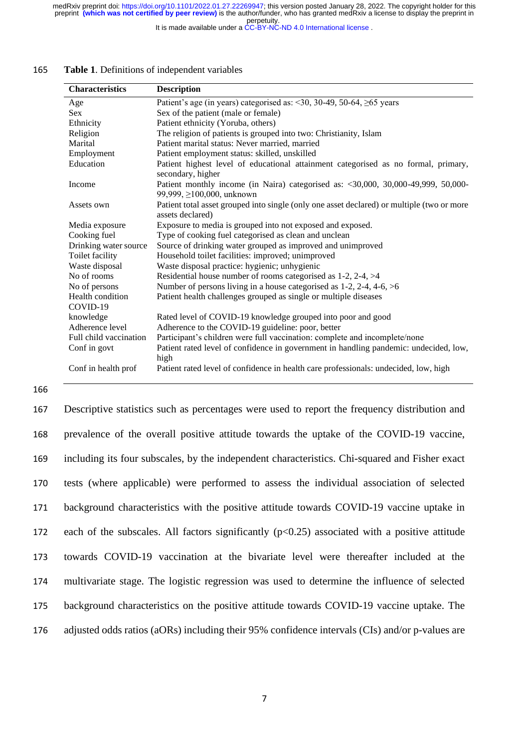**Table 1**. Definitions of independent variables

| Characteristics | Description |
|---|---|
| Age | Patient's age (in years) categorised as: <30, 30-49, 50-64, ≥65 years |
| Sex | Sex of the patient (male or female) |
| Ethnicity | Patient ethnicity (Yoruba, others) |
| Religion | The religion of patients is grouped into two: Christianity, Islam |
| Marital | Patient marital status: Never married, married |
| Employment | Patient employment status: skilled, unskilled |
| Education | Patient highest level of educational attainment categorised as no formal, primary, secondary, higher |
| Income | Patient monthly income (in Naira) categorised as: <30,000, 30,000-49,999, 50,000-99,999, ≥100,000, unknown |
| Assets own | Patient total asset grouped into single (only one asset declared) or multiple (two or more assets declared) |
| Media exposure | Exposure to media is grouped into not exposed and exposed. |
| Cooking fuel | Type of cooking fuel categorised as clean and unclean |
| Drinking water source | Source of drinking water grouped as improved and unimproved |
| Toilet facility | Household toilet facilities: improved; unimproved |
| Waste disposal | Waste disposal practice: hygienic; unhygienic |
| No of rooms | Residential house number of rooms categorised as 1-2, 2-4, >4 |
| No of persons | Number of persons living in a house categorised as 1-2, 2-4, 4-6, >6 |
| Health condition | Patient health challenges grouped as single or multiple diseases |
| COVID-19 knowledge | Rated level of COVID-19 knowledge grouped into poor and good |
| Adherence level | Adherence to the COVID-19 guideline: poor, better |
| Full child vaccination | Participant's children were full vaccination: complete and incomplete/none |
| Conf in govt | Patient rated level of confidence in government in handling pandemic: undecided, low, high |
| Conf in health prof | Patient rated level of confidence in health care professionals: undecided, low, high |

Descriptive statistics such as percentages were used to report the frequency distribution and prevalence of the overall positive attitude towards the uptake of the COVID-19 vaccine, including its four subscales, by the independent characteristics. Chi-squared and Fisher exact tests (where applicable) were performed to assess the individual association of selected background characteristics with the positive attitude towards COVID-19 vaccine uptake in each of the subscales. All factors significantly ($p<0.25$) associated with a positive attitude towards COVID-19 vaccination at the bivariate level were thereafter included at the multivariate stage. The logistic regression was used to determine the influence of selected background characteristics on the positive attitude towards COVID-19 vaccine uptake. The adjusted odds ratios (aORs) including their 95% confidence intervals (CIs) and/or p-values are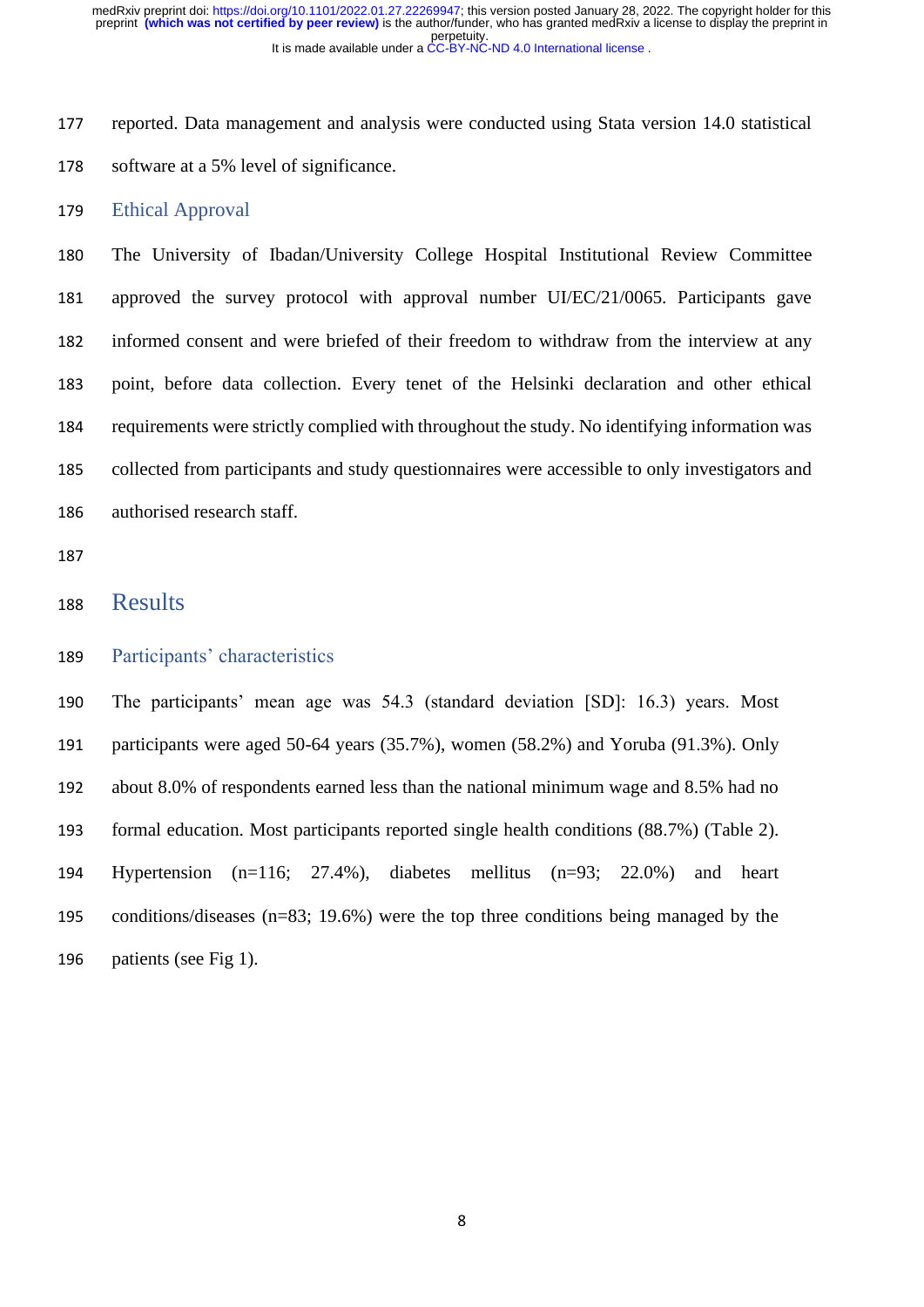reported. Data management and analysis were conducted using Stata version 14.0 statistical software at a 5% level of significance.

### Ethical Approval

The University of Ibadan/University College Hospital Institutional Review Committee approved the survey protocol with approval number UI/EC/21/0065. Participants gave informed consent and were briefed of their freedom to withdraw from the interview at any point, before data collection. Every tenet of the Helsinki declaration and other ethical requirements were strictly complied with throughout the study. No identifying information was collected from participants and study questionnaires were accessible to only investigators and authorised research staff.

## Results

### Participants' characteristics

The participants' mean age was 54.3 (standard deviation [SD]: 16.3) years. Most participants were aged 50-64 years (35.7%), women (58.2%) and Yoruba (91.3%). Only about 8.0% of respondents earned less than the national minimum wage and 8.5% had no formal education. Most participants reported single health conditions (88.7%) (Table 2). Hypertension (n=116; 27.4%), diabetes mellitus (n=93; 22.0%) and heart conditions/diseases (n=83; 19.6%) were the top three conditions being managed by the patients (see Fig 1).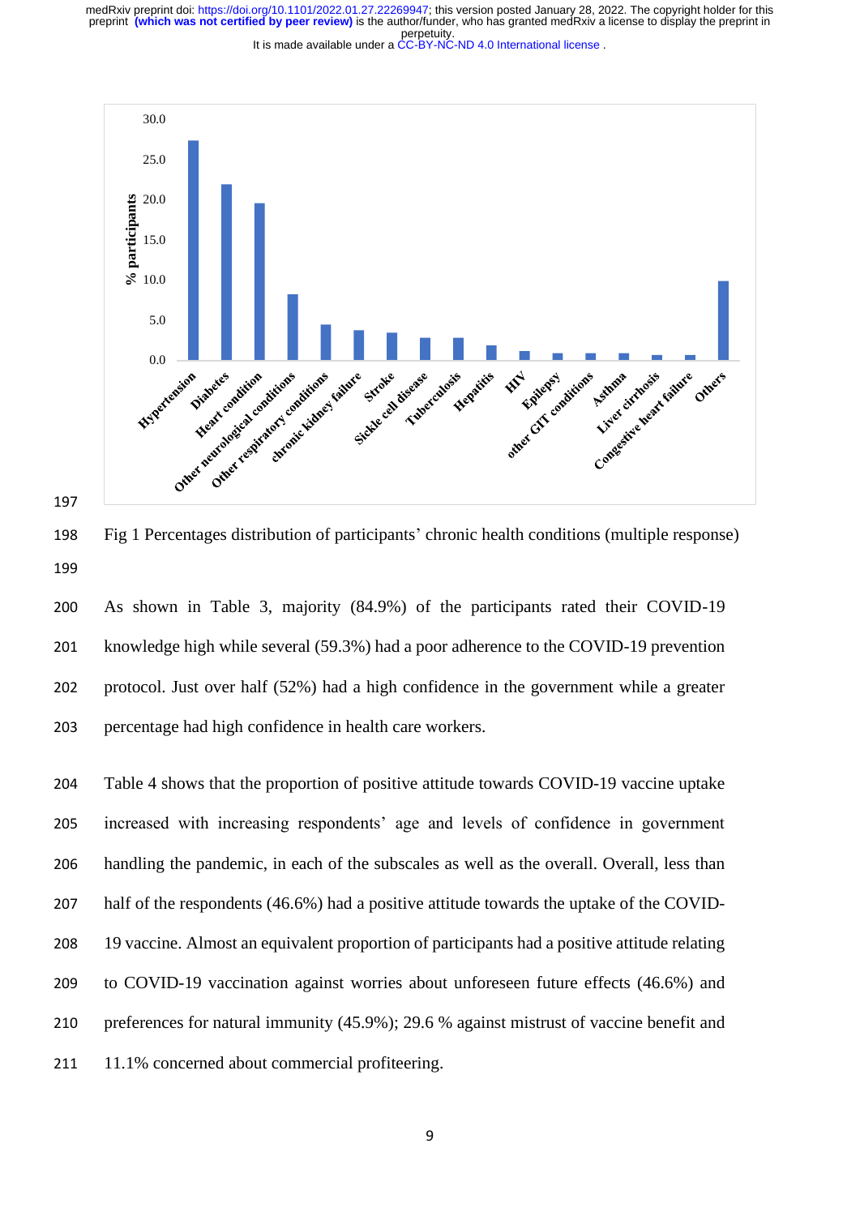Fig 1 Percentages distribution of participants' chronic health conditions (multiple response)

As shown in Table 3, majority (84.9%) of the participants rated their COVID-19 knowledge high while several (59.3%) had a poor adherence to the COVID-19 prevention protocol. Just over half (52%) had a high confidence in the government while a greater percentage had high confidence in health care workers.

Table 4 shows that the proportion of positive attitude towards COVID-19 vaccine uptake increased with increasing respondents' age and levels of confidence in government handling the pandemic, in each of the subscales as well as the overall. Overall, less than half of the respondents (46.6%) had a positive attitude towards the uptake of the COVID-19 vaccine. Almost an equivalent proportion of participants had a positive attitude relating to COVID-19 vaccination against worries about unforeseen future effects (46.6%) and preferences for natural immunity (45.9%); 29.6 % against mistrust of vaccine benefit and 11.1% concerned about commercial profiteering.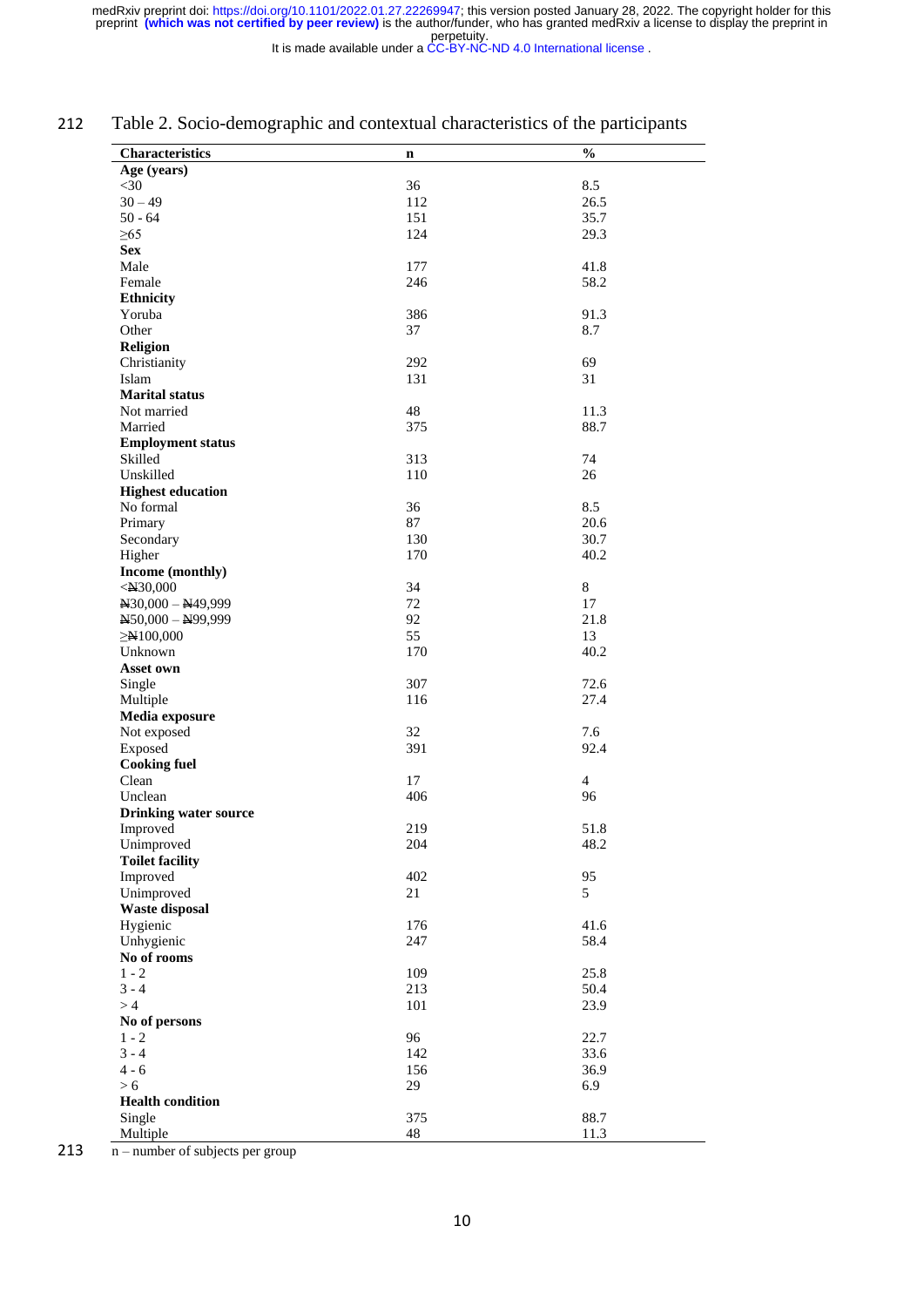Table 2. Socio-demographic and contextual characteristics of the participants

| Characteristics | n | % |
|---|---|---|
| **Age (years)** | | |
| <30 | 36 | 8.5 |
| 30 – 49 | 112 | 26.5 |
| 50 - 64 | 151 | 35.7 |
| ≥65 | 124 | 29.3 |
| **Sex** | | |
| Male | 177 | 41.8 |
| Female | 246 | 58.2 |
| **Ethnicity** | | |
| Yoruba | 386 | 91.3 |
| Other | 37 | 8.7 |
| **Religion** | | |
| Christianity | 292 | 69 |
| Islam | 131 | 31 |
| **Marital status** | | |
| Not married | 48 | 11.3 |
| Married | 375 | 88.7 |
| **Employment status** | | |
| Skilled | 313 | 74 |
| Unskilled | 110 | 26 |
| **Highest education** | | |
| No formal | 36 | 8.5 |
| Primary | 87 | 20.6 |
| Secondary | 130 | 30.7 |
| Higher | 170 | 40.2 |
| **Income (monthly)** | | |
| <₦30,000 | 34 | 8 |
| ₦30,000 – ₦49,999 | 72 | 17 |
| ₦50,000 – ₦99,999 | 92 | 21.8 |
| ≥₦100,000 | 55 | 13 |
| Unknown | 170 | 40.2 |
| **Asset own** | | |
| Single | 307 | 72.6 |
| Multiple | 116 | 27.4 |
| **Media exposure** | | |
| Not exposed | 32 | 7.6 |
| Exposed | 391 | 92.4 |
| **Cooking fuel** | | |
| Clean | 17 | 4 |
| Unclean | 406 | 96 |
| **Drinking water source** | | |
| Improved | 219 | 51.8 |
| Unimproved | 204 | 48.2 |
| **Toilet facility** | | |
| Improved | 402 | 95 |
| Unimproved | 21 | 5 |
| **Waste disposal** | | |
| Hygienic | 176 | 41.6 |
| Unhygienic | 247 | 58.4 |
| **No of rooms** | | |
| 1 - 2 | 109 | 25.8 |
| 3 - 4 | 213 | 50.4 |
| > 4 | 101 | 23.9 |
| **No of persons** | | |
| 1 - 2 | 96 | 22.7 |
| 3 - 4 | 142 | 33.6 |
| 4 - 6 | 156 | 36.9 |
| > 6 | 29 | 6.9 |
| **Health condition** | | |
| Single | 375 | 88.7 |
| Multiple | 48 | 11.3 |

n – number of subjects per group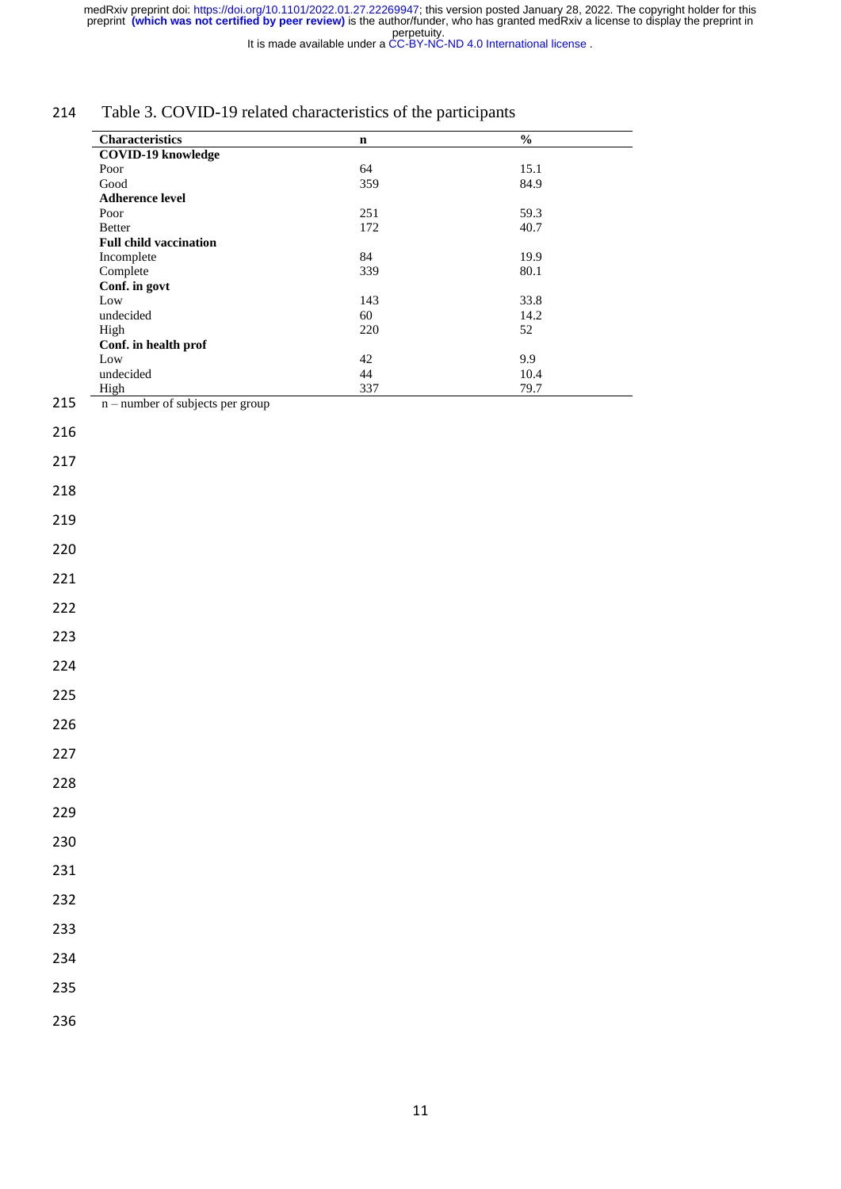Table 3. COVID-19 related characteristics of the participants

| Characteristics | n | % |
|---|---|---|
| **COVID-19 knowledge** | | |
| Poor | 64 | 15.1 |
| Good | 359 | 84.9 |
| **Adherence level** | | |
| Poor | 251 | 59.3 |
| Better | 172 | 40.7 |
| **Full child vaccination** | | |
| Incomplete | 84 | 19.9 |
| Complete | 339 | 80.1 |
| **Conf. in govt** | | |
| Low | 143 | 33.8 |
| undecided | 60 | 14.2 |
| High | 220 | 52 |
| **Conf. in health prof** | | |
| Low | 42 | 9.9 |
| undecided | 44 | 10.4 |
| High | 337 | 79.7 |

n – number of subjects per group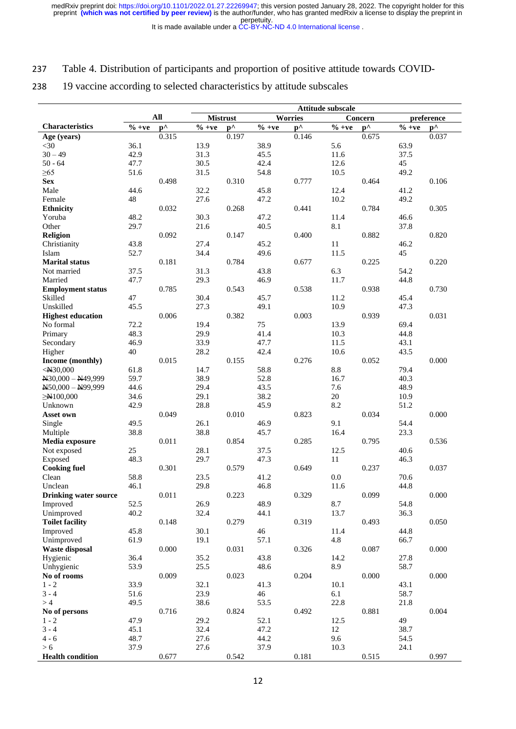Table 4. Distribution of participants and proportion of positive attitude towards COVID-19 vaccine according to selected characteristics by attitude subscales

| | All | | Attitude subscale | | | | | | | |
|---|---|---|---|---|---|---|---|---|---|---|
| | | | Mistrust | | Worries | | Concern | | preference | |
| **Characteristics** | % +ve | p^ | % +ve | p^ | % +ve | p^ | % +ve | p^ | % +ve | p^ |
| **Age (years)** | | 0.315 | | 0.197 | | 0.146 | | 0.675 | | 0.037 |
| <30 | 36.1 | | 13.9 | | 38.9 | | 5.6 | | 63.9 | |
| 30 – 49 | 42.9 | | 31.3 | | 45.5 | | 11.6 | | 37.5 | |
| 50 - 64 | 47.7 | | 30.5 | | 42.4 | | 12.6 | | 45 | |
| ≥65 | 51.6 | | 31.5 | | 54.8 | | 10.5 | | 49.2 | |
| **Sex** | | 0.498 | | 0.310 | | 0.777 | | 0.464 | | 0.106 |
| Male | 44.6 | | 32.2 | | 45.8 | | 12.4 | | 41.2 | |
| Female | 48 | | 27.6 | | 47.2 | | 10.2 | | 49.2 | |
| **Ethnicity** | | 0.032 | | 0.268 | | 0.441 | | 0.784 | | 0.305 |
| Yoruba | 48.2 | | 30.3 | | 47.2 | | 11.4 | | 46.6 | |
| Other | 29.7 | | 21.6 | | 40.5 | | 8.1 | | 37.8 | |
| **Religion** | | 0.092 | | 0.147 | | 0.400 | | 0.882 | | 0.820 |
| Christianity | 43.8 | | 27.4 | | 45.2 | | 11 | | 46.2 | |
| Islam | 52.7 | | 34.4 | | 49.6 | | 11.5 | | 45 | |
| **Marital status** | | 0.181 | | 0.784 | | 0.677 | | 0.225 | | 0.220 |
| Not married | 37.5 | | 31.3 | | 43.8 | | 6.3 | | 54.2 | |
| Married | 47.7 | | 29.3 | | 46.9 | | 11.7 | | 44.8 | |
| **Employment status** | | 0.785 | | 0.543 | | 0.538 | | 0.938 | | 0.730 |
| Skilled | 47 | | 30.4 | | 45.7 | | 11.2 | | 45.4 | |
| Unskilled | 45.5 | | 27.3 | | 49.1 | | 10.9 | | 47.3 | |
| **Highest education** | | 0.006 | | 0.382 | | 0.003 | | 0.939 | | 0.031 |
| No formal | 72.2 | | 19.4 | | 75 | | 13.9 | | 69.4 | |
| Primary | 48.3 | | 29.9 | | 41.4 | | 10.3 | | 44.8 | |
| Secondary | 46.9 | | 33.9 | | 47.7 | | 11.5 | | 43.1 | |
| Higher | 40 | | 28.2 | | 42.4 | | 10.6 | | 43.5 | |
| **Income (monthly)** | | 0.015 | | 0.155 | | 0.276 | | 0.052 | | 0.000 |
| <₦30,000 | 61.8 | | 14.7 | | 58.8 | | 8.8 | | 79.4 | |
| ₦30,000 – ₦49,999 | 59.7 | | 38.9 | | 52.8 | | 16.7 | | 40.3 | |
| ₦50,000 – ₦99,999 | 44.6 | | 29.4 | | 43.5 | | 7.6 | | 48.9 | |
| ≥₦100,000 | 34.6 | | 29.1 | | 38.2 | | 20 | | 10.9 | |
| Unknown | 42.9 | | 28.8 | | 45.9 | | 8.2 | | 51.2 | |
| **Asset own** | | 0.049 | | 0.010 | | 0.823 | | 0.034 | | 0.000 |
| Single | 49.5 | | 26.1 | | 46.9 | | 9.1 | | 54.4 | |
| Multiple | 38.8 | | 38.8 | | 45.7 | | 16.4 | | 23.3 | |
| **Media exposure** | | 0.011 | | 0.854 | | 0.285 | | 0.795 | | 0.536 |
| Not exposed | 25 | | 28.1 | | 37.5 | | 12.5 | | 40.6 | |
| Exposed | 48.3 | | 29.7 | | 47.3 | | 11 | | 46.3 | |
| **Cooking fuel** | | 0.301 | | 0.579 | | 0.649 | | 0.237 | | 0.037 |
| Clean | 58.8 | | 23.5 | | 41.2 | | 0.0 | | 70.6 | |
| Unclean | 46.1 | | 29.8 | | 46.8 | | 11.6 | | 44.8 | |
| **Drinking water source** | | 0.011 | | 0.223 | | 0.329 | | 0.099 | | 0.000 |
| Improved | 52.5 | | 26.9 | | 48.9 | | 8.7 | | 54.8 | |
| Unimproved | 40.2 | | 32.4 | | 44.1 | | 13.7 | | 36.3 | |
| **Toilet facility** | | 0.148 | | 0.279 | | 0.319 | | 0.493 | | 0.050 |
| Improved | 45.8 | | 30.1 | | 46 | | 11.4 | | 44.8 | |
| Unimproved | 61.9 | | 19.1 | | 57.1 | | 4.8 | | 66.7 | |
| **Waste disposal** | | 0.000 | | 0.031 | | 0.326 | | 0.087 | | 0.000 |
| Hygienic | 36.4 | | 35.2 | | 43.8 | | 14.2 | | 27.8 | |
| Unhygienic | 53.9 | | 25.5 | | 48.6 | | 8.9 | | 58.7 | |
| **No of rooms** | | 0.009 | | 0.023 | | 0.204 | | 0.000 | | 0.000 |
| 1 - 2 | 33.9 | | 32.1 | | 41.3 | | 10.1 | | 43.1 | |
| 3 - 4 | 51.6 | | 23.9 | | 46 | | 6.1 | | 58.7 | |
| > 4 | 49.5 | | 38.6 | | 53.5 | | 22.8 | | 21.8 | |
| **No of persons** | | 0.716 | | 0.824 | | 0.492 | | 0.881 | | 0.004 |
| 1 - 2 | 47.9 | | 29.2 | | 52.1 | | 12.5 | | 49 | |
| 3 - 4 | 45.1 | | 32.4 | | 47.2 | | 12 | | 38.7 | |
| 4 - 6 | 48.7 | | 27.6 | | 44.2 | | 9.6 | | 54.5 | |
| > 6 | 37.9 | | 27.6 | | 37.9 | | 10.3 | | 24.1 | |
| **Health condition** | | 0.677 | | 0.542 | | 0.181 | | 0.515 | | 0.997 |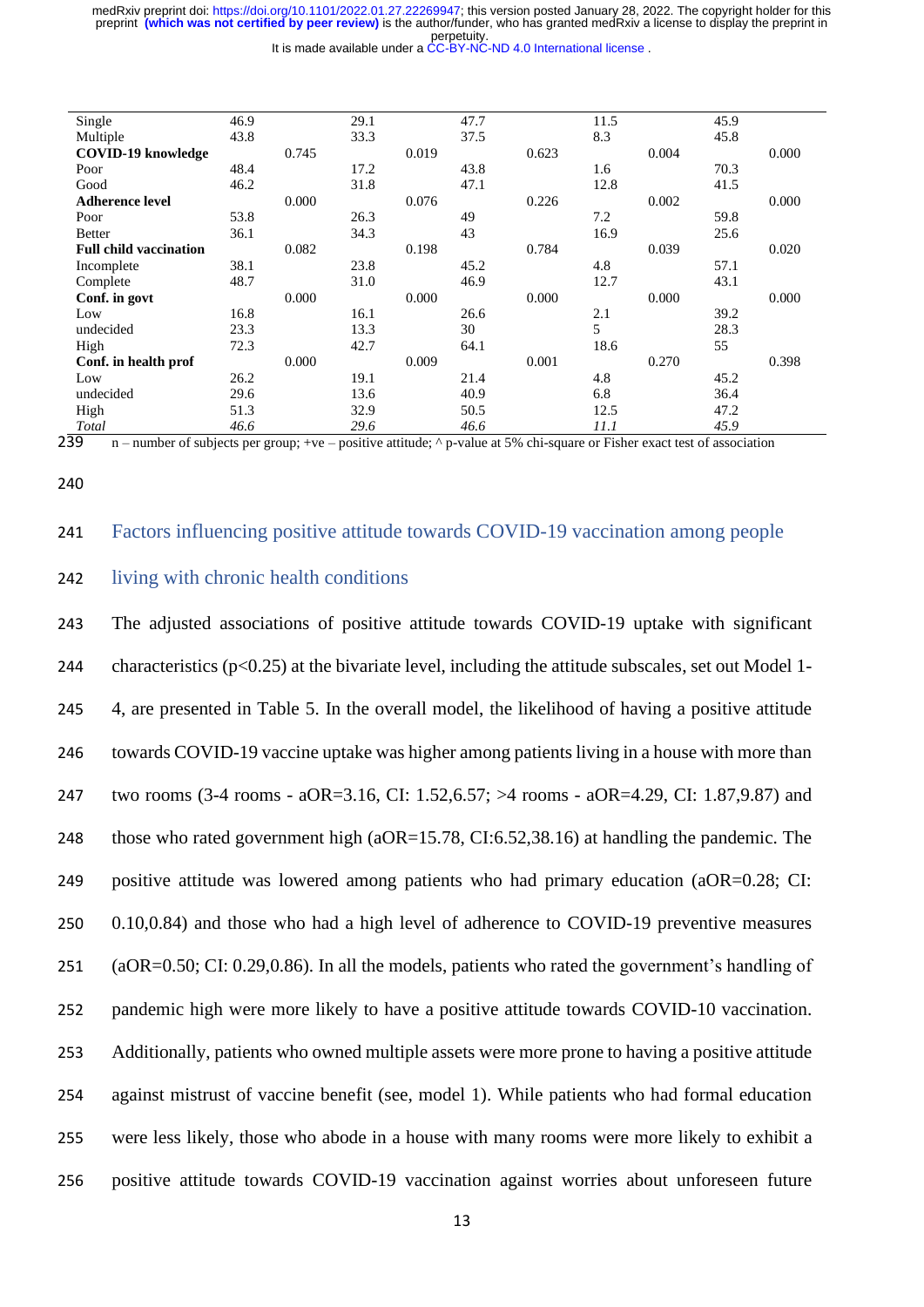| | | | | | | | | | | |
|---|---|---|---|---|---|---|---|---|---|---|
| Single | 46.9 | | 29.1 | | 47.7 | | 11.5 | | 45.9 | |
| Multiple | 43.8 | | 33.3 | | 37.5 | | 8.3 | | 45.8 | |
| **COVID-19 knowledge** | | 0.745 | | 0.019 | | 0.623 | | 0.004 | | 0.000 |
| Poor | 48.4 | | 17.2 | | 43.8 | | 1.6 | | 70.3 | |
| Good | 46.2 | | 31.8 | | 47.1 | | 12.8 | | 41.5 | |
| **Adherence level** | | 0.000 | | 0.076 | | 0.226 | | 0.002 | | 0.000 |
| Poor | 53.8 | | 26.3 | | 49 | | 7.2 | | 59.8 | |
| Better | 36.1 | | 34.3 | | 43 | | 16.9 | | 25.6 | |
| **Full child vaccination** | | 0.082 | | 0.198 | | 0.784 | | 0.039 | | 0.020 |
| Incomplete | 38.1 | | 23.8 | | 45.2 | | 4.8 | | 57.1 | |
| Complete | 48.7 | | 31.0 | | 46.9 | | 12.7 | | 43.1 | |
| **Conf. in govt** | | 0.000 | | 0.000 | | 0.000 | | 0.000 | | 0.000 |
| Low | 16.8 | | 16.1 | | 26.6 | | 2.1 | | 39.2 | |
| undecided | 23.3 | | 13.3 | | 30 | | 5 | | 28.3 | |
| High | 72.3 | | 42.7 | | 64.1 | | 18.6 | | 55 | |
| **Conf. in health prof** | | 0.000 | | 0.009 | | 0.001 | | 0.270 | | 0.398 |
| Low | 26.2 | | 19.1 | | 21.4 | | 4.8 | | 45.2 | |
| undecided | 29.6 | | 13.6 | | 40.9 | | 6.8 | | 36.4 | |
| High | 51.3 | | 32.9 | | 50.5 | | 12.5 | | 47.2 | |
| *Total* | *46.6* | | *29.6* | | *46.6* | | *11.1* | | *45.9* | |

n – number of subjects per group; +ve – positive attitude; ^ p-value at 5% chi-square or Fisher exact test of association

## Factors influencing positive attitude towards COVID-19 vaccination among people living with chronic health conditions

The adjusted associations of positive attitude towards COVID-19 uptake with significant characteristics ($p<0.25$) at the bivariate level, including the attitude subscales, set out Model 1-4, are presented in Table 5. In the overall model, the likelihood of having a positive attitude towards COVID-19 vaccine uptake was higher among patients living in a house with more than two rooms (3-4 rooms - aOR=3.16, CI: 1.52,6.57; >4 rooms - aOR=4.29, CI: 1.87,9.87) and those who rated government high (aOR=15.78, CI:6.52,38.16) at handling the pandemic. The positive attitude was lowered among patients who had primary education (aOR=0.28; CI: 0.10,0.84) and those who had a high level of adherence to COVID-19 preventive measures (aOR=0.50; CI: 0.29,0.86). In all the models, patients who rated the government's handling of pandemic high were more likely to have a positive attitude towards COVID-10 vaccination. Additionally, patients who owned multiple assets were more prone to having a positive attitude against mistrust of vaccine benefit (see, model 1). While patients who had formal education were less likely, those who abode in a house with many rooms were more likely to exhibit a positive attitude towards COVID-19 vaccination against worries about unforeseen future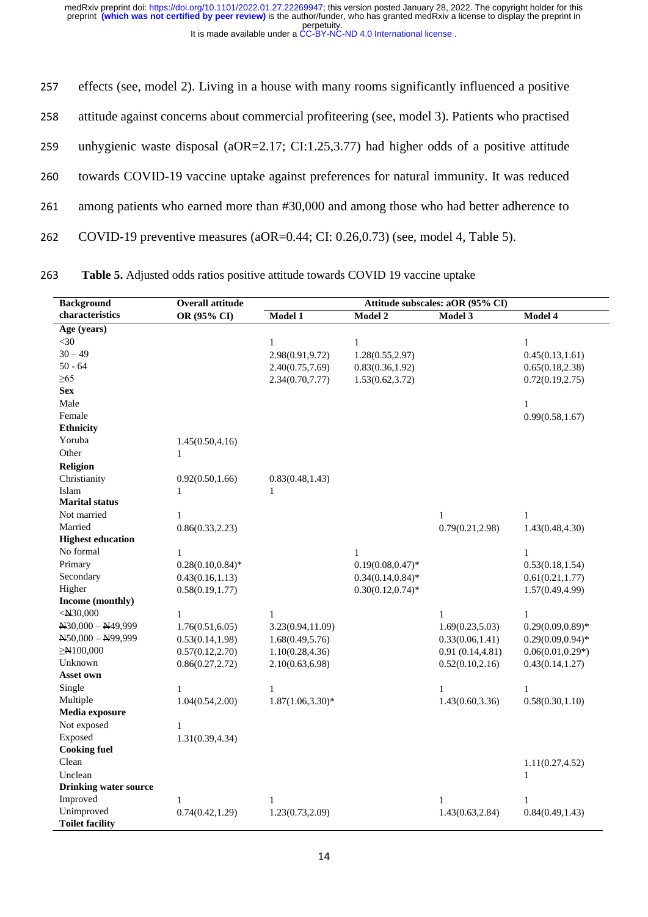effects (see, model 2). Living in a house with many rooms significantly influenced a positive attitude against concerns about commercial profiteering (see, model 3). Patients who practised unhygienic waste disposal (aOR=2.17; CI:1.25,3.77) had higher odds of a positive attitude towards COVID-19 vaccine uptake against preferences for natural immunity. It was reduced among patients who earned more than #30,000 and among those who had better adherence to COVID-19 preventive measures (aOR=0.44; CI: 0.26,0.73) (see, model 4, Table 5).

**Table 5.** Adjusted odds ratios positive attitude towards COVID 19 vaccine uptake

| Background characteristics | Overall attitude OR (95% CI) | Attitude subscales: aOR (95% CI) | | | |
|---|---|---|---|---|---|
| | | Model 1 | Model 2 | Model 3 | Model 4 |
| **Age (years)** | | | | | |
| <30 | | 1 | 1 | | 1 |
| 30 – 49 | | 2.98(0.91,9.72) | 1.28(0.55,2.97) | | 0.45(0.13,1.61) |
| 50 - 64 | | 2.40(0.75,7.69) | 0.83(0.36,1.92) | | 0.65(0.18,2.38) |
| ≥65 | | 2.34(0.70,7.77) | 1.53(0.62,3.72) | | 0.72(0.19,2.75) |
| **Sex** | | | | | |
| Male | | | | | 1 |
| Female | | | | | 0.99(0.58,1.67) |
| **Ethnicity** | | | | | |
| Yoruba | 1.45(0.50,4.16) | | | | |
| Other | 1 | | | | |
| **Religion** | | | | | |
| Christianity | 0.92(0.50,1.66) | 0.83(0.48,1.43) | | | |
| Islam | 1 | 1 | | | |
| **Marital status** | | | | | |
| Not married | 1 | | | 1 | 1 |
| Married | 0.86(0.33,2.23) | | | 0.79(0.21,2.98) | 1.43(0.48,4.30) |
| **Highest education** | | | | | |
| No formal | 1 | | 1 | | 1 |
| Primary | 0.28(0.10,0.84)* | | 0.19(0.08,0.47)* | | 0.53(0.18,1.54) |
| Secondary | 0.43(0.16,1.13) | | 0.34(0.14,0.84)* | | 0.61(0.21,1.77) |
| Higher | 0.58(0.19,1.77) | | 0.30(0.12,0.74)* | | 1.57(0.49,4.99) |
| **Income (monthly)** | | | | | |
| <₦30,000 | 1 | 1 | | 1 | 1 |
| ₦30,000 – ₦49,999 | 1.76(0.51,6.05) | 3.23(0.94,11.09) | | 1.69(0.23,5.03) | 0.29(0.09,0.89)* |
| ₦50,000 – ₦99,999 | 0.53(0.14,1.98) | 1.68(0.49,5.76) | | 0.33(0.06,1.41) | 0.29(0.09,0.94)* |
| ≥₦100,000 | 0.57(0.12,2.70) | 1.10(0.28,4.36) | | 0.91 (0.14,4.81) | 0.06(0.01,0.29*) |
| Unknown | 0.86(0.27,2.72) | 2.10(0.63,6.98) | | 0.52(0.10,2.16) | 0.43(0.14,1.27) |
| **Asset own** | | | | | |
| Single | 1 | 1 | | 1 | 1 |
| Multiple | 1.04(0.54,2.00) | 1.87(1.06,3.30)* | | 1.43(0.60,3.36) | 0.58(0.30,1.10) |
| **Media exposure** | | | | | |
| Not exposed | 1 | | | | |
| Exposed | 1.31(0.39,4.34) | | | | |
| **Cooking fuel** | | | | | |
| Clean | | | | | 1.11(0.27,4.52) |
| Unclean | | | | | 1 |
| **Drinking water source** | | | | | |
| Improved | 1 | 1 | | 1 | 1 |
| Unimproved | 0.74(0.42,1.29) | 1.23(0.73,2.09) | | 1.43(0.63,2.84) | 0.84(0.49,1.43) |
| **Toilet facility** | | | | | |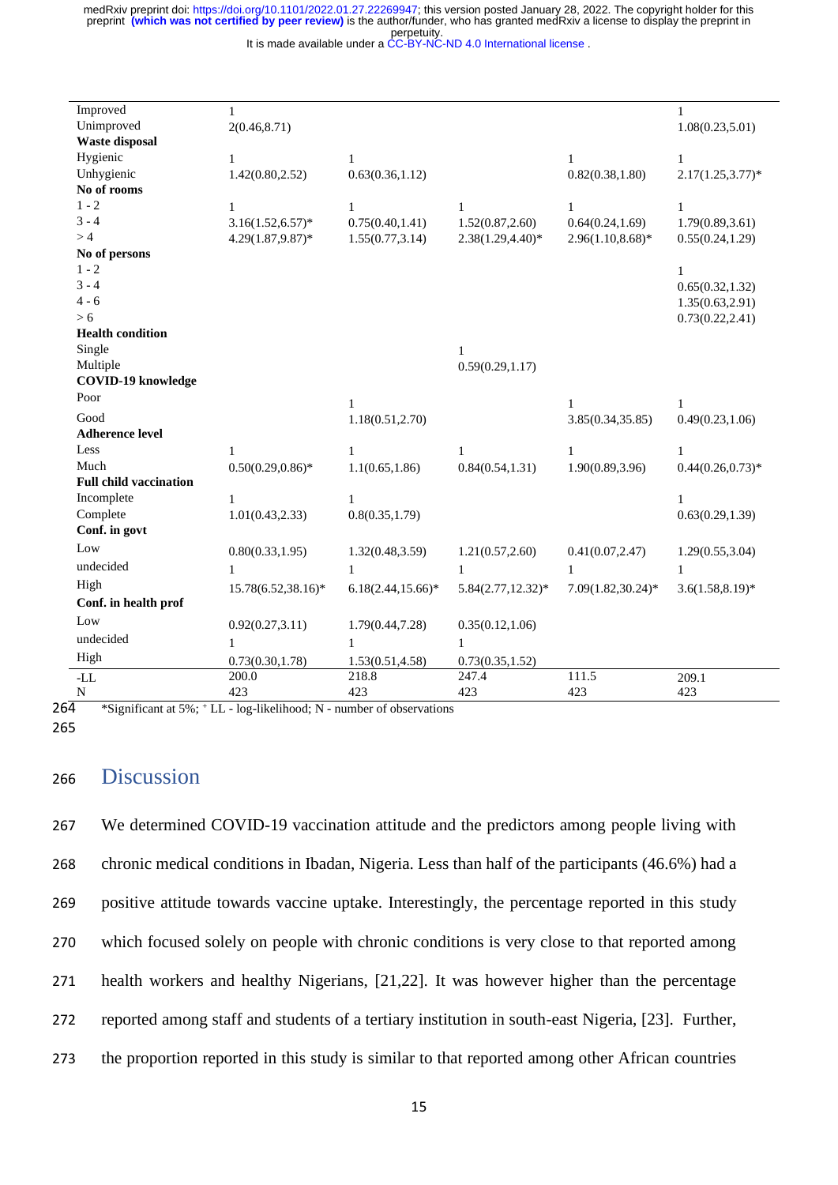| | | | | | |
|---|---|---|---|---|---|
| Improved | 1 | | | | 1 |
| Unimproved | 2(0.46,8.71) | | | | 1.08(0.23,5.01) |
| **Waste disposal** | | | | | |
| Hygienic | 1 | 1 | | 1 | 1 |
| Unhygienic | 1.42(0.80,2.52) | 0.63(0.36,1.12) | | 0.82(0.38,1.80) | 2.17(1.25,3.77)* |
| **No of rooms** | | | | | |
| 1 - 2 | 1 | 1 | 1 | 1 | 1 |
| 3 - 4 | 3.16(1.52,6.57)* | 0.75(0.40,1.41) | 1.52(0.87,2.60) | 0.64(0.24,1.69) | 1.79(0.89,3.61) |
| > 4 | 4.29(1.87,9.87)* | 1.55(0.77,3.14) | 2.38(1.29,4.40)* | 2.96(1.10,8.68)* | 0.55(0.24,1.29) |
| **No of persons** | | | | | |
| 1 - 2 | | | | | 1 |
| 3 - 4 | | | | | 0.65(0.32,1.32) |
| 4 - 6 | | | | | 1.35(0.63,2.91) |
| > 6 | | | | | 0.73(0.22,2.41) |
| **Health condition** | | | | | |
| Single | | | 1 | | |
| Multiple | | | 0.59(0.29,1.17) | | |
| **COVID-19 knowledge** | | | | | |
| Poor | | 1 | | 1 | 1 |
| Good | | 1.18(0.51,2.70) | | 3.85(0.34,35.85) | 0.49(0.23,1.06) |
| **Adherence level** | | | | | |
| Less | 1 | 1 | 1 | 1 | 1 |
| Much | 0.50(0.29,0.86)* | 1.1(0.65,1.86) | 0.84(0.54,1.31) | 1.90(0.89,3.96) | 0.44(0.26,0.73)* |
| **Full child vaccination** | | | | | |
| Incomplete | 1 | 1 | | | 1 |
| Complete | 1.01(0.43,2.33) | 0.8(0.35,1.79) | | | 0.63(0.29,1.39) |
| **Conf. in govt** | | | | | |
| Low | 0.80(0.33,1.95) | 1.32(0.48,3.59) | 1.21(0.57,2.60) | 0.41(0.07,2.47) | 1.29(0.55,3.04) |
| undecided | 1 | 1 | 1 | 1 | 1 |
| High | 15.78(6.52,38.16)* | 6.18(2.44,15.66)* | 5.84(2.77,12.32)* | 7.09(1.82,30.24)* | 3.6(1.58,8.19)* |
| **Conf. in health prof** | | | | | |
| Low | 0.92(0.27,3.11) | 1.79(0.44,7.28) | 0.35(0.12,1.06) | | |
| undecided | 1 | 1 | 1 | | |
| High | 0.73(0.30,1.78) | 1.53(0.51,4.58) | 0.73(0.35,1.52) | | |
| -LL | 200.0 | 218.8 | 247.4 | 111.5 | 209.1 |
| N | 423 | 423 | 423 | 423 | 423 |

*Significant at 5%; + LL - log-likelihood; N - number of observations

## Discussion

We determined COVID-19 vaccination attitude and the predictors among people living with chronic medical conditions in Ibadan, Nigeria. Less than half of the participants (46.6%) had a positive attitude towards vaccine uptake. Interestingly, the percentage reported in this study which focused solely on people with chronic conditions is very close to that reported among health workers and healthy Nigerians, [21,22]. It was however higher than the percentage reported among staff and students of a tertiary institution in south-east Nigeria, [23]. Further, the proportion reported in this study is similar to that reported among other African countries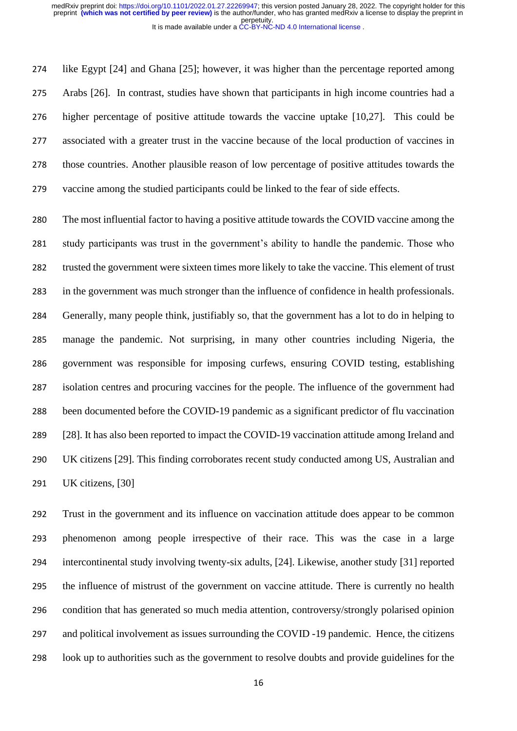like Egypt [24] and Ghana [25]; however, it was higher than the percentage reported among Arabs [26]. In contrast, studies have shown that participants in high income countries had a higher percentage of positive attitude towards the vaccine uptake [10,27]. This could be associated with a greater trust in the vaccine because of the local production of vaccines in those countries. Another plausible reason of low percentage of positive attitudes towards the vaccine among the studied participants could be linked to the fear of side effects.

The most influential factor to having a positive attitude towards the COVID vaccine among the study participants was trust in the government's ability to handle the pandemic. Those who trusted the government were sixteen times more likely to take the vaccine. This element of trust in the government was much stronger than the influence of confidence in health professionals. Generally, many people think, justifiably so, that the government has a lot to do in helping to manage the pandemic. Not surprising, in many other countries including Nigeria, the government was responsible for imposing curfews, ensuring COVID testing, establishing isolation centres and procuring vaccines for the people. The influence of the government had been documented before the COVID-19 pandemic as a significant predictor of flu vaccination [28]. It has also been reported to impact the COVID-19 vaccination attitude among Ireland and UK citizens [29]. This finding corroborates recent study conducted among US, Australian and UK citizens, [30]

Trust in the government and its influence on vaccination attitude does appear to be common phenomenon among people irrespective of their race. This was the case in a large intercontinental study involving twenty-six adults, [24]. Likewise, another study [31] reported the influence of mistrust of the government on vaccine attitude. There is currently no health condition that has generated so much media attention, controversy/strongly polarised opinion and political involvement as issues surrounding the COVID -19 pandemic. Hence, the citizens look up to authorities such as the government to resolve doubts and provide guidelines for the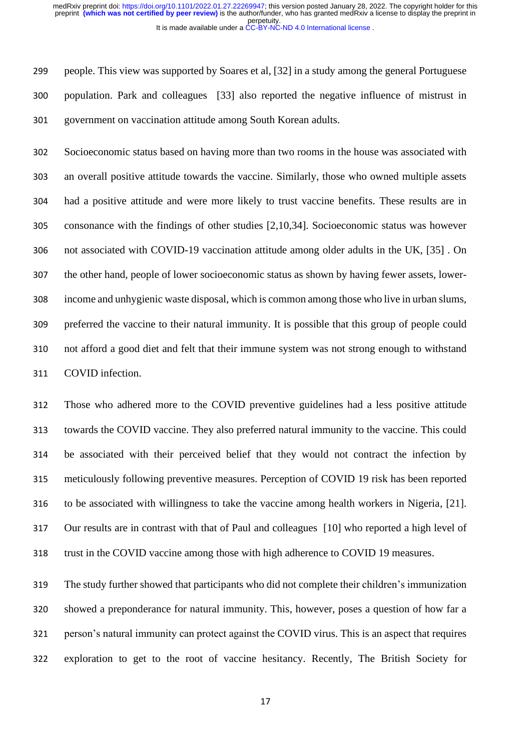people. This view was supported by Soares et al, [32] in a study among the general Portuguese population. Park and colleagues [33] also reported the negative influence of mistrust in government on vaccination attitude among South Korean adults.

Socioeconomic status based on having more than two rooms in the house was associated with an overall positive attitude towards the vaccine. Similarly, those who owned multiple assets had a positive attitude and were more likely to trust vaccine benefits. These results are in consonance with the findings of other studies [2,10,34]. Socioeconomic status was however not associated with COVID-19 vaccination attitude among older adults in the UK, [35] . On the other hand, people of lower socioeconomic status as shown by having fewer assets, lower-income and unhygienic waste disposal, which is common among those who live in urban slums, preferred the vaccine to their natural immunity. It is possible that this group of people could not afford a good diet and felt that their immune system was not strong enough to withstand COVID infection.

Those who adhered more to the COVID preventive guidelines had a less positive attitude towards the COVID vaccine. They also preferred natural immunity to the vaccine. This could be associated with their perceived belief that they would not contract the infection by meticulously following preventive measures. Perception of COVID 19 risk has been reported to be associated with willingness to take the vaccine among health workers in Nigeria, [21]. Our results are in contrast with that of Paul and colleagues [10] who reported a high level of trust in the COVID vaccine among those with high adherence to COVID 19 measures.

The study further showed that participants who did not complete their children's immunization showed a preponderance for natural immunity. This, however, poses a question of how far a person's natural immunity can protect against the COVID virus. This is an aspect that requires exploration to get to the root of vaccine hesitancy. Recently, The British Society for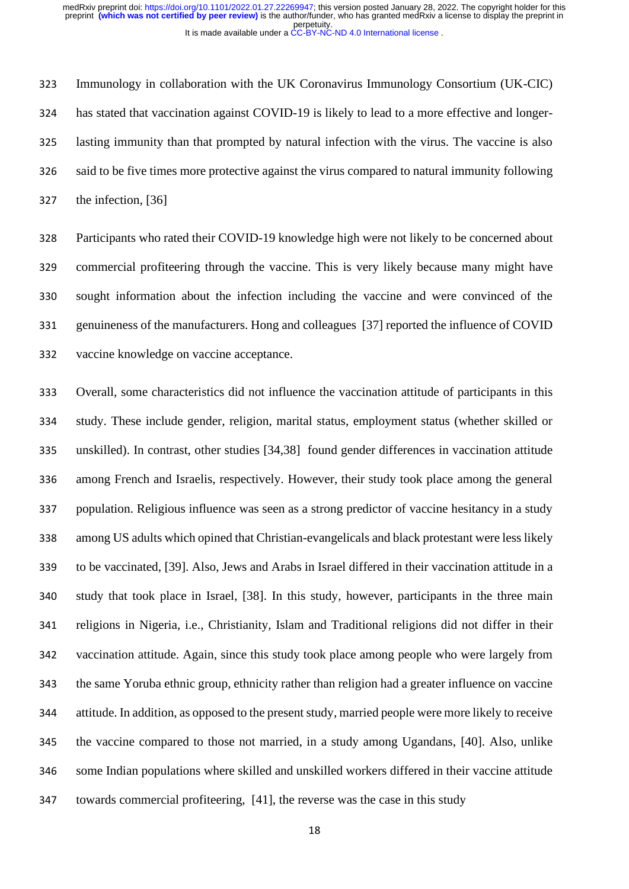Immunology in collaboration with the UK Coronavirus Immunology Consortium (UK-CIC) has stated that vaccination against COVID-19 is likely to lead to a more effective and longer-lasting immunity than that prompted by natural infection with the virus. The vaccine is also said to be five times more protective against the virus compared to natural immunity following the infection, [36]

Participants who rated their COVID-19 knowledge high were not likely to be concerned about commercial profiteering through the vaccine. This is very likely because many might have sought information about the infection including the vaccine and were convinced of the genuineness of the manufacturers. Hong and colleagues [37] reported the influence of COVID vaccine knowledge on vaccine acceptance.

Overall, some characteristics did not influence the vaccination attitude of participants in this study. These include gender, religion, marital status, employment status (whether skilled or unskilled). In contrast, other studies [34,38] found gender differences in vaccination attitude among French and Israelis, respectively. However, their study took place among the general population. Religious influence was seen as a strong predictor of vaccine hesitancy in a study among US adults which opined that Christian-evangelicals and black protestant were less likely to be vaccinated, [39]. Also, Jews and Arabs in Israel differed in their vaccination attitude in a study that took place in Israel, [38]. In this study, however, participants in the three main religions in Nigeria, i.e., Christianity, Islam and Traditional religions did not differ in their vaccination attitude. Again, since this study took place among people who were largely from the same Yoruba ethnic group, ethnicity rather than religion had a greater influence on vaccine attitude. In addition, as opposed to the present study, married people were more likely to receive the vaccine compared to those not married, in a study among Ugandans, [40]. Also, unlike some Indian populations where skilled and unskilled workers differed in their vaccine attitude towards commercial profiteering, [41], the reverse was the case in this study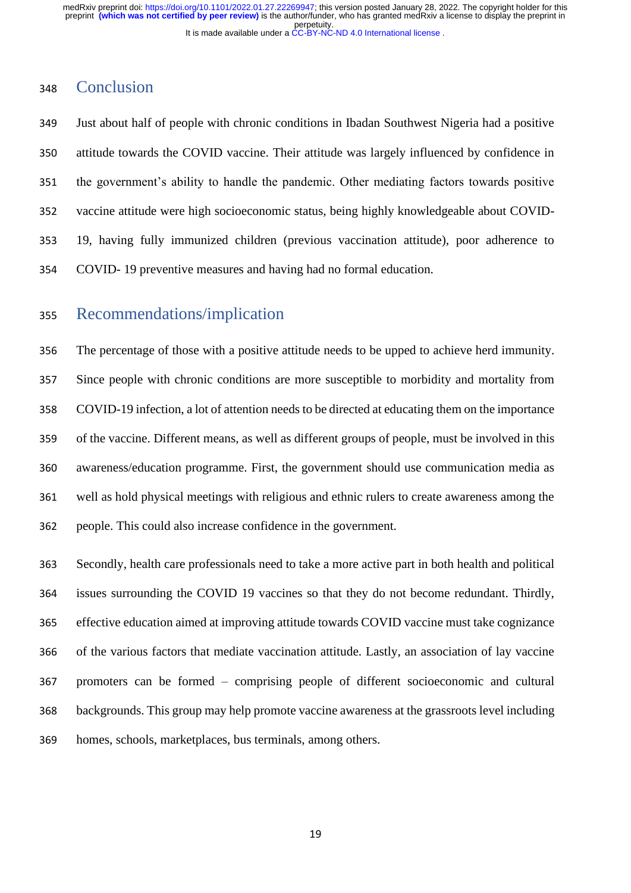## Conclusion

Just about half of people with chronic conditions in Ibadan Southwest Nigeria had a positive attitude towards the COVID vaccine. Their attitude was largely influenced by confidence in the government's ability to handle the pandemic. Other mediating factors towards positive vaccine attitude were high socioeconomic status, being highly knowledgeable about COVID-19, having fully immunized children (previous vaccination attitude), poor adherence to COVID- 19 preventive measures and having had no formal education.

## Recommendations/implication

The percentage of those with a positive attitude needs to be upped to achieve herd immunity. Since people with chronic conditions are more susceptible to morbidity and mortality from COVID-19 infection, a lot of attention needs to be directed at educating them on the importance of the vaccine. Different means, as well as different groups of people, must be involved in this awareness/education programme. First, the government should use communication media as well as hold physical meetings with religious and ethnic rulers to create awareness among the people. This could also increase confidence in the government.

Secondly, health care professionals need to take a more active part in both health and political issues surrounding the COVID 19 vaccines so that they do not become redundant. Thirdly, effective education aimed at improving attitude towards COVID vaccine must take cognizance of the various factors that mediate vaccination attitude. Lastly, an association of lay vaccine promoters can be formed – comprising people of different socioeconomic and cultural backgrounds. This group may help promote vaccine awareness at the grassroots level including homes, schools, marketplaces, bus terminals, among others.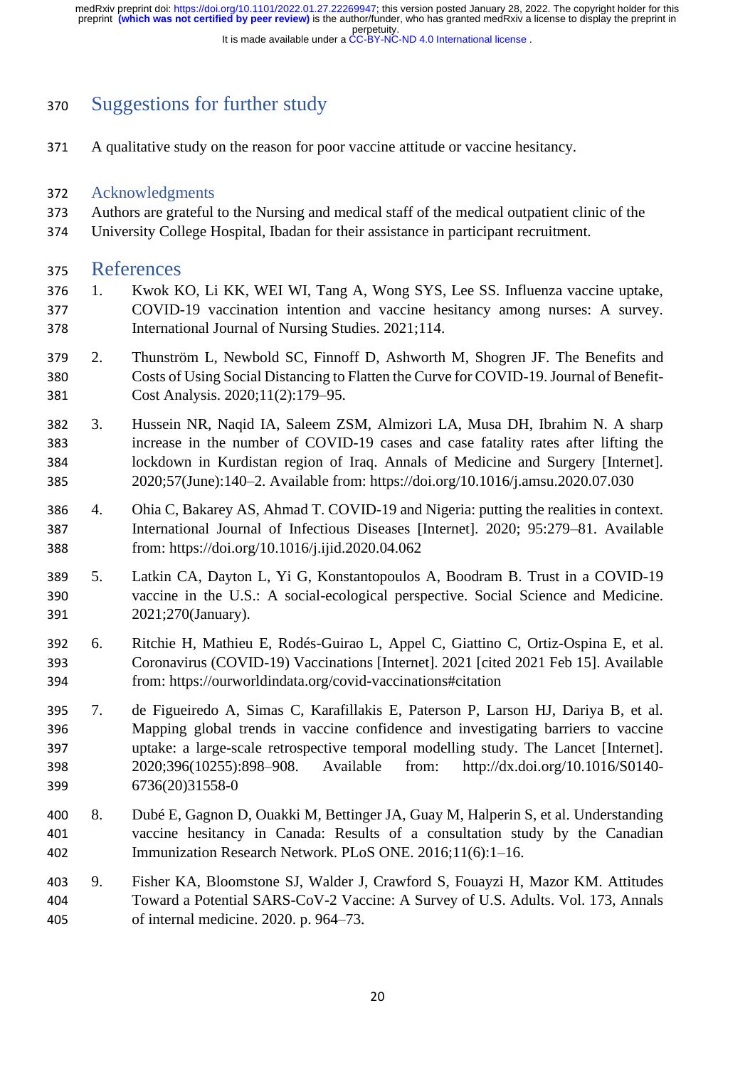## Suggestions for further study

A qualitative study on the reason for poor vaccine attitude or vaccine hesitancy.

### Acknowledgments

Authors are grateful to the Nursing and medical staff of the medical outpatient clinic of the University College Hospital, Ibadan for their assistance in participant recruitment.

## References

1. Kwok KO, Li KK, WEI WI, Tang A, Wong SYS, Lee SS. Influenza vaccine uptake, COVID-19 vaccination intention and vaccine hesitancy among nurses: A survey. International Journal of Nursing Studies. 2021;114.
2. Thunström L, Newbold SC, Finnoff D, Ashworth M, Shogren JF. The Benefits and Costs of Using Social Distancing to Flatten the Curve for COVID-19. Journal of Benefit-Cost Analysis. 2020;11(2):179–95.
3. Hussein NR, Naqid IA, Saleem ZSM, Almizori LA, Musa DH, Ibrahim N. A sharp increase in the number of COVID-19 cases and case fatality rates after lifting the lockdown in Kurdistan region of Iraq. Annals of Medicine and Surgery [Internet]. 2020;57(June):140–2. Available from: https://doi.org/10.1016/j.amsu.2020.07.030
4. Ohia C, Bakarey AS, Ahmad T. COVID-19 and Nigeria: putting the realities in context. International Journal of Infectious Diseases [Internet]. 2020; 95:279–81. Available from: https://doi.org/10.1016/j.ijid.2020.04.062
5. Latkin CA, Dayton L, Yi G, Konstantopoulos A, Boodram B. Trust in a COVID-19 vaccine in the U.S.: A social-ecological perspective. Social Science and Medicine. 2021;270(January).
6. Ritchie H, Mathieu E, Rodés-Guirao L, Appel C, Giattino C, Ortiz-Ospina E, et al. Coronavirus (COVID-19) Vaccinations [Internet]. 2021 [cited 2021 Feb 15]. Available from: https://ourworldindata.org/covid-vaccinations#citation
7. de Figueiredo A, Simas C, Karafillakis E, Paterson P, Larson HJ, Dariya B, et al. Mapping global trends in vaccine confidence and investigating barriers to vaccine uptake: a large-scale retrospective temporal modelling study. The Lancet [Internet]. 2020;396(10255):898–908. Available from: http://dx.doi.org/10.1016/S0140-6736(20)31558-0
8. Dubé E, Gagnon D, Ouakki M, Bettinger JA, Guay M, Halperin S, et al. Understanding vaccine hesitancy in Canada: Results of a consultation study by the Canadian Immunization Research Network. PLoS ONE. 2016;11(6):1–16.
9. Fisher KA, Bloomstone SJ, Walder J, Crawford S, Fouayzi H, Mazor KM. Attitudes Toward a Potential SARS-CoV-2 Vaccine: A Survey of U.S. Adults. Vol. 173, Annals of internal medicine. 2020. p. 964–73.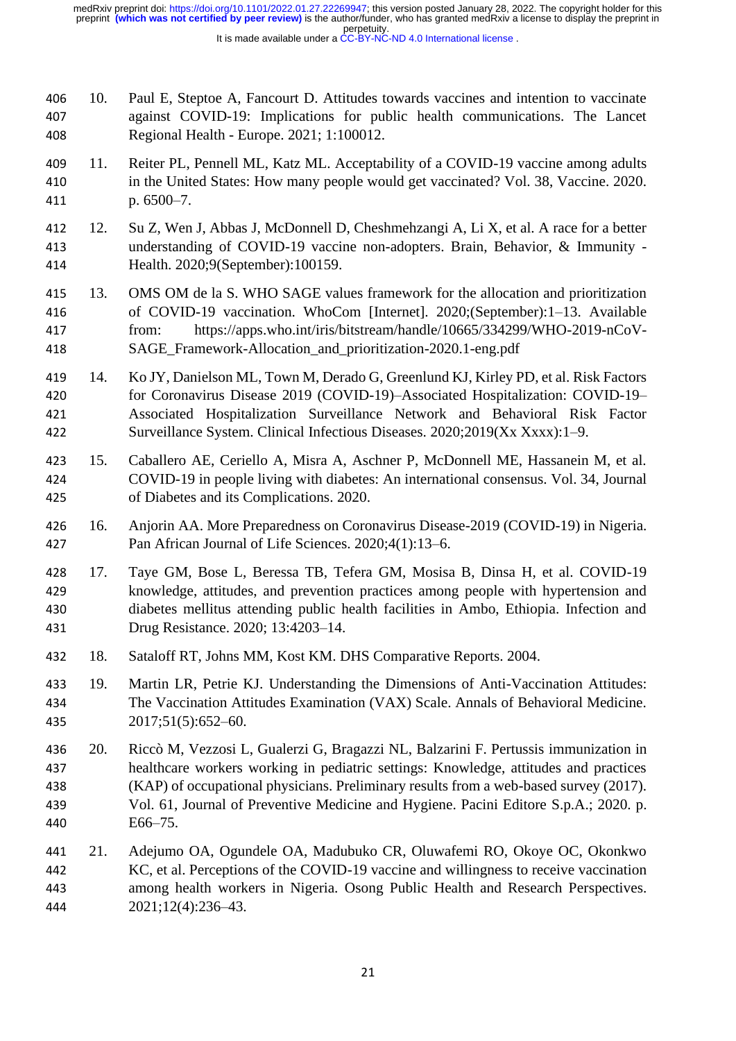10. Paul E, Steptoe A, Fancourt D. Attitudes towards vaccines and intention to vaccinate against COVID-19: Implications for public health communications. The Lancet Regional Health - Europe. 2021; 1:100012.

11. Reiter PL, Pennell ML, Katz ML. Acceptability of a COVID-19 vaccine among adults in the United States: How many people would get vaccinated? Vol. 38, Vaccine. 2020. p. 6500–7.

12. Su Z, Wen J, Abbas J, McDonnell D, Cheshmehzangi A, Li X, et al. A race for a better understanding of COVID-19 vaccine non-adopters. Brain, Behavior, & Immunity - Health. 2020;9(September):100159.

13. OMS OM de la S. WHO SAGE values framework for the allocation and prioritization of COVID-19 vaccination. WhoCom [Internet]. 2020;(September):1–13. Available from: https://apps.who.int/iris/bitstream/handle/10665/334299/WHO-2019-nCoV-SAGE_Framework-Allocation_and_prioritization-2020.1-eng.pdf

14. Ko JY, Danielson ML, Town M, Derado G, Greenlund KJ, Kirley PD, et al. Risk Factors for Coronavirus Disease 2019 (COVID-19)–Associated Hospitalization: COVID-19–Associated Hospitalization Surveillance Network and Behavioral Risk Factor Surveillance System. Clinical Infectious Diseases. 2020;2019(Xx Xxxx):1–9.

15. Caballero AE, Ceriello A, Misra A, Aschner P, McDonnell ME, Hassanein M, et al. COVID-19 in people living with diabetes: An international consensus. Vol. 34, Journal of Diabetes and its Complications. 2020.

16. Anjorin AA. More Preparedness on Coronavirus Disease-2019 (COVID-19) in Nigeria. Pan African Journal of Life Sciences. 2020;4(1):13–6.

17. Taye GM, Bose L, Beressa TB, Tefera GM, Mosisa B, Dinsa H, et al. COVID-19 knowledge, attitudes, and prevention practices among people with hypertension and diabetes mellitus attending public health facilities in Ambo, Ethiopia. Infection and Drug Resistance. 2020; 13:4203–14.

18. Sataloff RT, Johns MM, Kost KM. DHS Comparative Reports. 2004.

19. Martin LR, Petrie KJ. Understanding the Dimensions of Anti-Vaccination Attitudes: The Vaccination Attitudes Examination (VAX) Scale. Annals of Behavioral Medicine. 2017;51(5):652–60.

20. Riccò M, Vezzosi L, Gualerzi G, Bragazzi NL, Balzarini F. Pertussis immunization in healthcare workers working in pediatric settings: Knowledge, attitudes and practices (KAP) of occupational physicians. Preliminary results from a web-based survey (2017). Vol. 61, Journal of Preventive Medicine and Hygiene. Pacini Editore S.p.A.; 2020. p. E66–75.

21. Adejumo OA, Ogundele OA, Madubuko CR, Oluwafemi RO, Okoye OC, Okonkwo KC, et al. Perceptions of the COVID-19 vaccine and willingness to receive vaccination among health workers in Nigeria. Osong Public Health and Research Perspectives. 2021;12(4):236–43.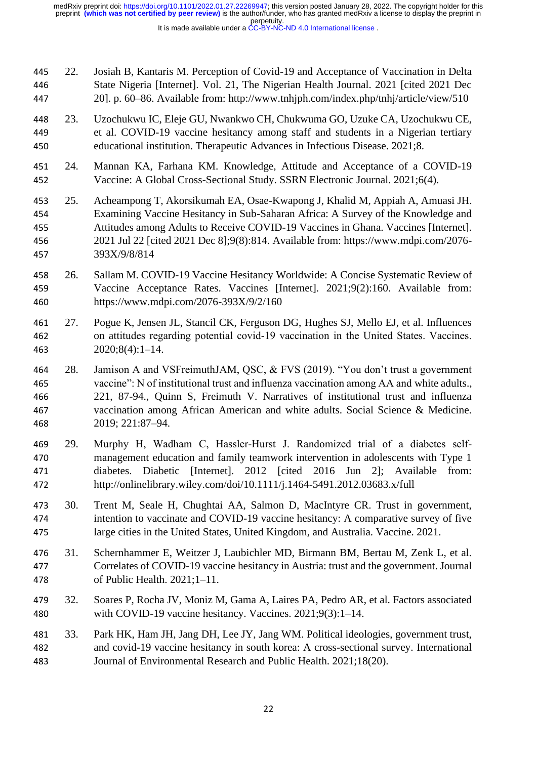22. Josiah B, Kantaris M. Perception of Covid-19 and Acceptance of Vaccination in Delta State Nigeria [Internet]. Vol. 21, The Nigerian Health Journal. 2021 [cited 2021 Dec 20]. p. 60–86. Available from: http://www.tnhjph.com/index.php/tnhj/article/view/510

23. Uzochukwu IC, Eleje GU, Nwankwo CH, Chukwuma GO, Uzuke CA, Uzochukwu CE, et al. COVID-19 vaccine hesitancy among staff and students in a Nigerian tertiary educational institution. Therapeutic Advances in Infectious Disease. 2021;8.

24. Mannan KA, Farhana KM. Knowledge, Attitude and Acceptance of a COVID-19 Vaccine: A Global Cross-Sectional Study. SSRN Electronic Journal. 2021;6(4).

25. Acheampong T, Akorsikumah EA, Osae-Kwapong J, Khalid M, Appiah A, Amuasi JH. Examining Vaccine Hesitancy in Sub-Saharan Africa: A Survey of the Knowledge and Attitudes among Adults to Receive COVID-19 Vaccines in Ghana. Vaccines [Internet]. 2021 Jul 22 [cited 2021 Dec 8];9(8):814. Available from: https://www.mdpi.com/2076-393X/9/8/814

26. Sallam M. COVID-19 Vaccine Hesitancy Worldwide: A Concise Systematic Review of Vaccine Acceptance Rates. Vaccines [Internet]. 2021;9(2):160. Available from: https://www.mdpi.com/2076-393X/9/2/160

27. Pogue K, Jensen JL, Stancil CK, Ferguson DG, Hughes SJ, Mello EJ, et al. Influences on attitudes regarding potential covid-19 vaccination in the United States. Vaccines. 2020;8(4):1–14.

28. Jamison A and VSFreimuthJAM, QSC, & FVS (2019). "You don't trust a government vaccine": N of institutional trust and influenza vaccination among AA and white adults., 221, 87-94., Quinn S, Freimuth V. Narratives of institutional trust and influenza vaccination among African American and white adults. Social Science & Medicine. 2019; 221:87–94.

29. Murphy H, Wadham C, Hassler-Hurst J. Randomized trial of a diabetes self-management education and family teamwork intervention in adolescents with Type 1 diabetes. Diabetic [Internet]. 2012 [cited 2016 Jun 2]; Available from: http://onlinelibrary.wiley.com/doi/10.1111/j.1464-5491.2012.03683.x/full

30. Trent M, Seale H, Chughtai AA, Salmon D, MacIntyre CR. Trust in government, intention to vaccinate and COVID-19 vaccine hesitancy: A comparative survey of five large cities in the United States, United Kingdom, and Australia. Vaccine. 2021.

31. Schernhammer E, Weitzer J, Laubichler MD, Birmann BM, Bertau M, Zenk L, et al. Correlates of COVID-19 vaccine hesitancy in Austria: trust and the government. Journal of Public Health. 2021;1–11.

32. Soares P, Rocha JV, Moniz M, Gama A, Laires PA, Pedro AR, et al. Factors associated with COVID-19 vaccine hesitancy. Vaccines. 2021;9(3):1–14.

33. Park HK, Ham JH, Jang DH, Lee JY, Jang WM. Political ideologies, government trust, and covid-19 vaccine hesitancy in south korea: A cross-sectional survey. International Journal of Environmental Research and Public Health. 2021;18(20).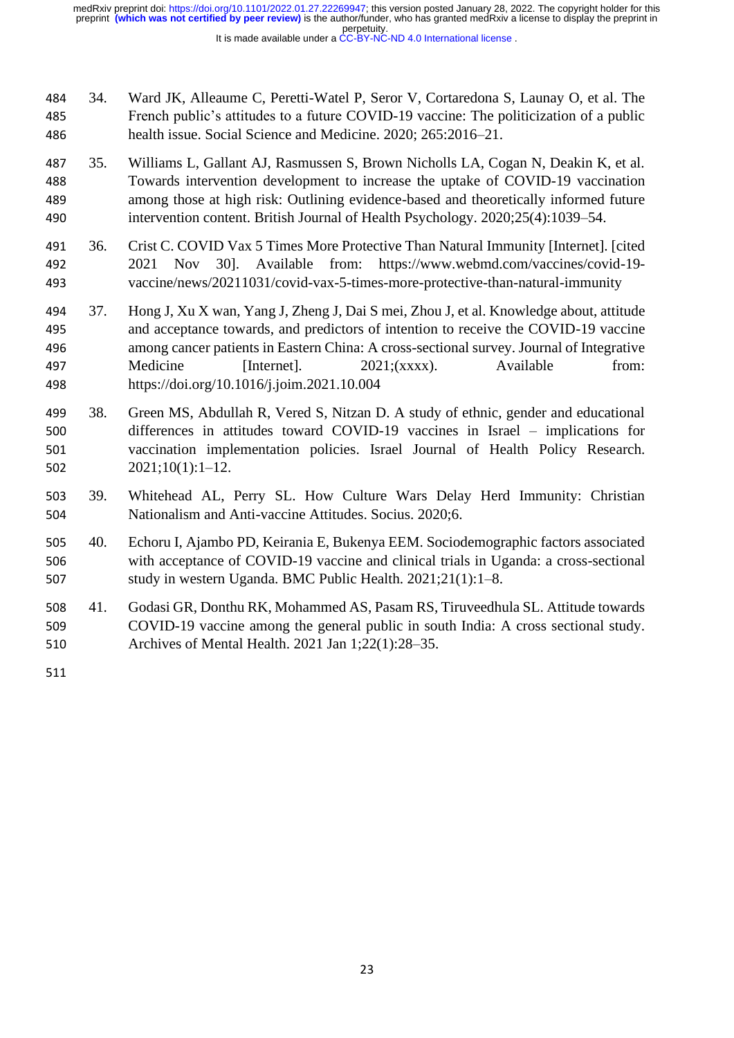34. Ward JK, Alleaume C, Peretti-Watel P, Seror V, Cortaredona S, Launay O, et al. The French public's attitudes to a future COVID-19 vaccine: The politicization of a public health issue. Social Science and Medicine. 2020; 265:2016–21.

35. Williams L, Gallant AJ, Rasmussen S, Brown Nicholls LA, Cogan N, Deakin K, et al. Towards intervention development to increase the uptake of COVID-19 vaccination among those at high risk: Outlining evidence-based and theoretically informed future intervention content. British Journal of Health Psychology. 2020;25(4):1039–54.

36. Crist C. COVID Vax 5 Times More Protective Than Natural Immunity [Internet]. [cited 2021 Nov 30]. Available from: https://www.webmd.com/vaccines/covid-19-vaccine/news/20211031/covid-vax-5-times-more-protective-than-natural-immunity

37. Hong J, Xu X wan, Yang J, Zheng J, Dai S mei, Zhou J, et al. Knowledge about, attitude and acceptance towards, and predictors of intention to receive the COVID-19 vaccine among cancer patients in Eastern China: A cross-sectional survey. Journal of Integrative Medicine [Internet]. 2021;(xxxx). Available from: https://doi.org/10.1016/j.joim.2021.10.004

38. Green MS, Abdullah R, Vered S, Nitzan D. A study of ethnic, gender and educational differences in attitudes toward COVID-19 vaccines in Israel – implications for vaccination implementation policies. Israel Journal of Health Policy Research. 2021;10(1):1–12.

39. Whitehead AL, Perry SL. How Culture Wars Delay Herd Immunity: Christian Nationalism and Anti-vaccine Attitudes. Socius. 2020;6.

40. Echoru I, Ajambo PD, Keirania E, Bukenya EEM. Sociodemographic factors associated with acceptance of COVID-19 vaccine and clinical trials in Uganda: a cross-sectional study in western Uganda. BMC Public Health. 2021;21(1):1–8.

41. Godasi GR, Donthu RK, Mohammed AS, Pasam RS, Tiruveedhula SL. Attitude towards COVID-19 vaccine among the general public in south India: A cross sectional study. Archives of Mental Health. 2021 Jan 1;22(1):28–35.